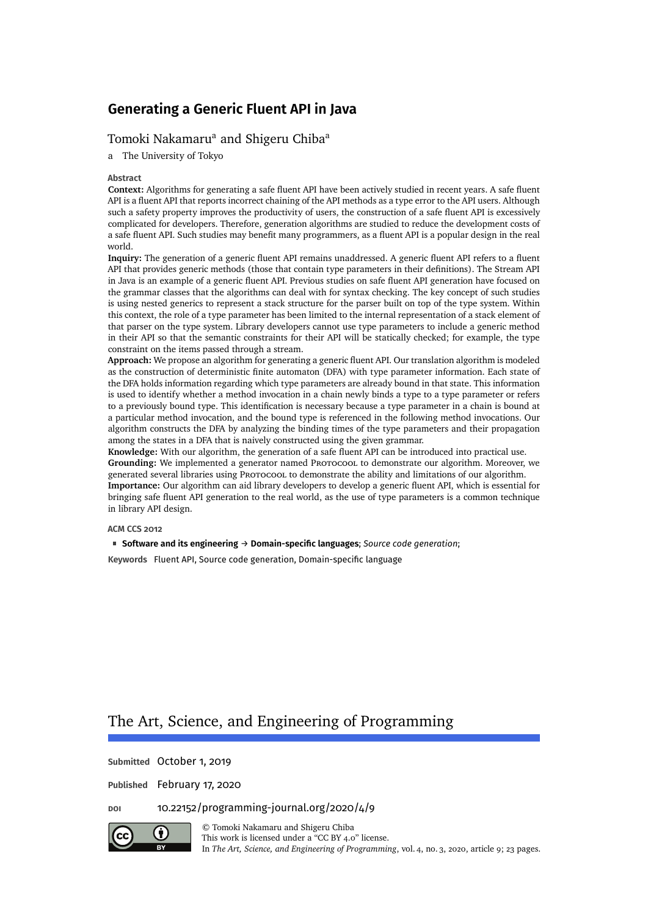# Generating a Generic Fluent API in Java

Tomoki Nakamaru[a] and Shigeru Chiba[a]

a The University of Tokyo

**Abstract**

**Context:** Algorithms for generating a safe fluent API have been actively studied in recent years. A safe fluent API is a fluent API that reports incorrect chaining of the API methods as a type error to the API users. Although such a safety property improves the productivity of users, the construction of a safe fluent API is excessively complicated for developers. Therefore, generation algorithms are studied to reduce the development costs of a safe fluent API. Such studies may benefit many programmers, as a fluent API is a popular design in the real world.

**Inquiry:** The generation of a generic fluent API remains unaddressed. A generic fluent API refers to a fluent API that provides generic methods (those that contain type parameters in their definitions). The Stream API in Java is an example of a generic fluent API. Previous studies on safe fluent API generation have focused on the grammar classes that the algorithms can deal with for syntax checking. The key concept of such studies is using nested generics to represent a stack structure for the parser built on top of the type system. Within this context, the role of a type parameter has been limited to the internal representation of a stack element of that parser on the type system. Library developers cannot use type parameters to include a generic method in their API so that the semantic constraints for their API will be statically checked; for example, the type constraint on the items passed through a stream.

**Approach:** We propose an algorithm for generating a generic fluent API. Our translation algorithm is modeled as the construction of deterministic finite automaton (DFA) with type parameter information. Each state of the DFA holds information regarding which type parameters are already bound in that state. This information is used to identify whether a method invocation in a chain newly binds a type to a type parameter or refers to a previously bound type. This identification is necessary because a type parameter in a chain is bound at a particular method invocation, and the bound type is referenced in the following method invocations. Our algorithm constructs the DFA by analyzing the binding times of the type parameters and their propagation among the states in a DFA that is naively constructed using the given grammar.

**Knowledge:** With our algorithm, the generation of a safe fluent API can be introduced into practical use.

**Grounding:** We implemented a generator named Protocool to demonstrate our algorithm. Moreover, we generated several libraries using Protocool to demonstrate the ability and limitations of our algorithm.

**Importance:** Our algorithm can aid library developers to develop a generic fluent API, which is essential for bringing safe fluent API generation to the real world, as the use of type parameters is a common technique in library API design.

**ACM CCS 2012**

- **Software and its engineering** → **Domain-specific languages**; *Source code generation*;

**Keywords** Fluent API, Source code generation, Domain-specific language

The Art, Science, and Engineering of Programming

**Submitted** October 1, 2019

**Published** February 17, 2020

**DOI** 10.22152/programming-journal.org/2020/4/9

© Tomoki Nakamaru and Shigeru Chiba
This work is licensed under a "CC BY 4.0" license.
In *The Art, Science, and Engineering of Programming*, vol. 4, no. 3, 2020, article 9; 23 pages.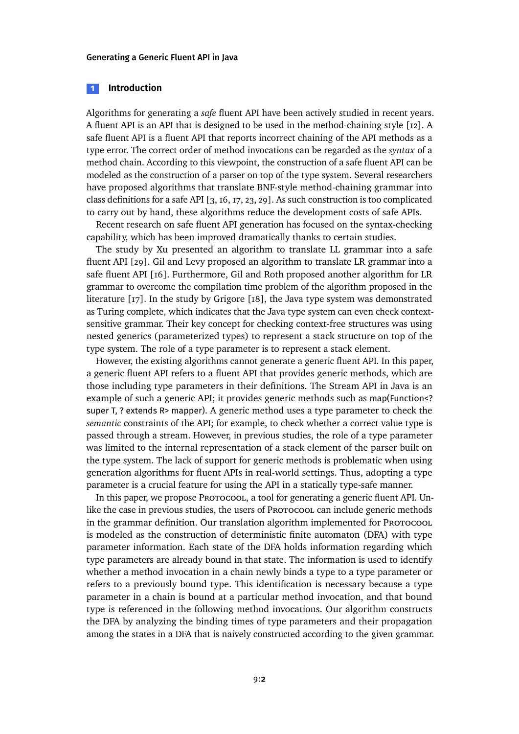## 1 Introduction

Algorithms for generating a *safe* fluent API have been actively studied in recent years. A fluent API is an API that is designed to be used in the method-chaining style [12]. A safe fluent API is a fluent API that reports incorrect chaining of the API methods as a type error. The correct order of method invocations can be regarded as the *syntax* of a method chain. According to this viewpoint, the construction of a safe fluent API can be modeled as the construction of a parser on top of the type system. Several researchers have proposed algorithms that translate BNF-style method-chaining grammar into class definitions for a safe API [3, 16, 17, 23, 29]. As such construction is too complicated to carry out by hand, these algorithms reduce the development costs of safe APIs.

Recent research on safe fluent API generation has focused on the syntax-checking capability, which has been improved dramatically thanks to certain studies.

The study by Xu presented an algorithm to translate LL grammar into a safe fluent API [29]. Gil and Levy proposed an algorithm to translate LR grammar into a safe fluent API [16]. Furthermore, Gil and Roth proposed another algorithm for LR grammar to overcome the compilation time problem of the algorithm proposed in the literature [17]. In the study by Grigore [18], the Java type system was demonstrated as Turing complete, which indicates that the Java type system can even check context-sensitive grammar. Their key concept for checking context-free structures was using nested generics (parameterized types) to represent a stack structure on top of the type system. The role of a type parameter is to represent a stack element.

However, the existing algorithms cannot generate a generic fluent API. In this paper, a generic fluent API refers to a fluent API that provides generic methods, which are those including type parameters in their definitions. The Stream API in Java is an example of such a generic API; it provides generic methods such as `map(Function<? super T, ? extends R> mapper)`. A generic method uses a type parameter to check the *semantic* constraints of the API; for example, to check whether a correct value type is passed through a stream. However, in previous studies, the role of a type parameter was limited to the internal representation of a stack element of the parser built on the type system. The lack of support for generic methods is problematic when using generation algorithms for fluent APIs in real-world settings. Thus, adopting a type parameter is a crucial feature for using the API in a statically type-safe manner.

In this paper, we propose Protocool, a tool for generating a generic fluent API. Unlike the case in previous studies, the users of Protocool can include generic methods in the grammar definition. Our translation algorithm implemented for Protocool is modeled as the construction of deterministic finite automaton (DFA) with type parameter information. Each state of the DFA holds information regarding which type parameters are already bound in that state. The information is used to identify whether a method invocation in a chain newly binds a type to a type parameter or refers to a previously bound type. This identification is necessary because a type parameter in a chain is bound at a particular method invocation, and that bound type is referenced in the following method invocations. Our algorithm constructs the DFA by analyzing the binding times of type parameters and their propagation among the states in a DFA that is naively constructed according to the given grammar.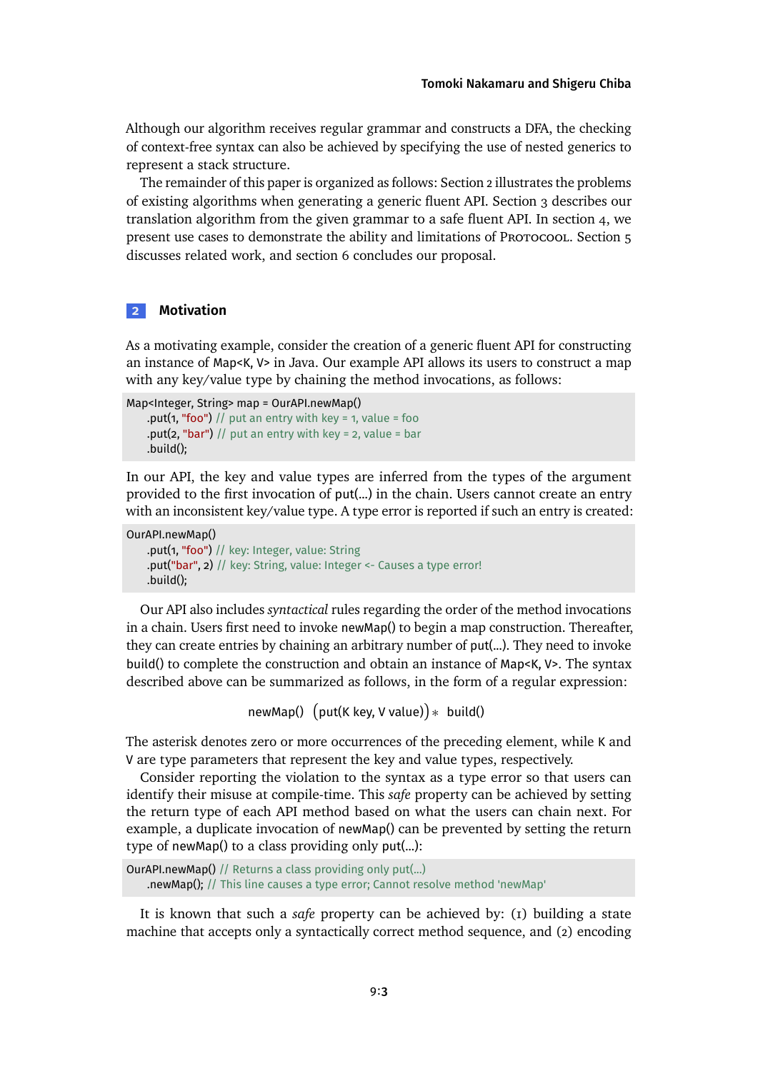Although our algorithm receives regular grammar and constructs a DFA, the checking of context-free syntax can also be achieved by specifying the use of nested generics to represent a stack structure.

The remainder of this paper is organized as follows: Section 2 illustrates the problems of existing algorithms when generating a generic fluent API. Section 3 describes our translation algorithm from the given grammar to a safe fluent API. In section 4, we present use cases to demonstrate the ability and limitations of Protocool. Section 5 discusses related work, and section 6 concludes our proposal.

## 2 Motivation

As a motivating example, consider the creation of a generic fluent API for constructing an instance of Map<K, V> in Java. Our example API allows its users to construct a map with any key/value type by chaining the method invocations, as follows:

```
Map<Integer, String> map = OurAPI.newMap()
    .put(1, "foo") // put an entry with key = 1, value = foo
    .put(2, "bar") // put an entry with key = 2, value = bar
    .build();
```

In our API, the key and value types are inferred from the types of the argument provided to the first invocation of put(...) in the chain. Users cannot create an entry with an inconsistent key/value type. A type error is reported if such an entry is created:

```
OurAPI.newMap()
    .put(1, "foo") // key: Integer, value: String
    .put("bar", 2) // key: String, value: Integer <- Causes a type error!
    .build();
```

Our API also includes *syntactical* rules regarding the order of the method invocations in a chain. Users first need to invoke newMap() to begin a map construction. Thereafter, they can create entries by chaining an arbitrary number of put(...). They need to invoke build() to complete the construction and obtain an instance of Map<K, V>. The syntax described above can be summarized as follows, in the form of a regular expression:

$$\text{newMap()} \ \big(\text{put(K key, V value)}\big)* \ \text{build()}$$

The asterisk denotes zero or more occurrences of the preceding element, while K and V are type parameters that represent the key and value types, respectively.

Consider reporting the violation to the syntax as a type error so that users can identify their misuse at compile-time. This *safe* property can be achieved by setting the return type of each API method based on what the users can chain next. For example, a duplicate invocation of newMap() can be prevented by setting the return type of newMap() to a class providing only put(...):

```
OurAPI.newMap() // Returns a class providing only put(...)
    .newMap(); // This line causes a type error; Cannot resolve method 'newMap'
```

It is known that such a *safe* property can be achieved by: (1) building a state machine that accepts only a syntactically correct method sequence, and (2) encoding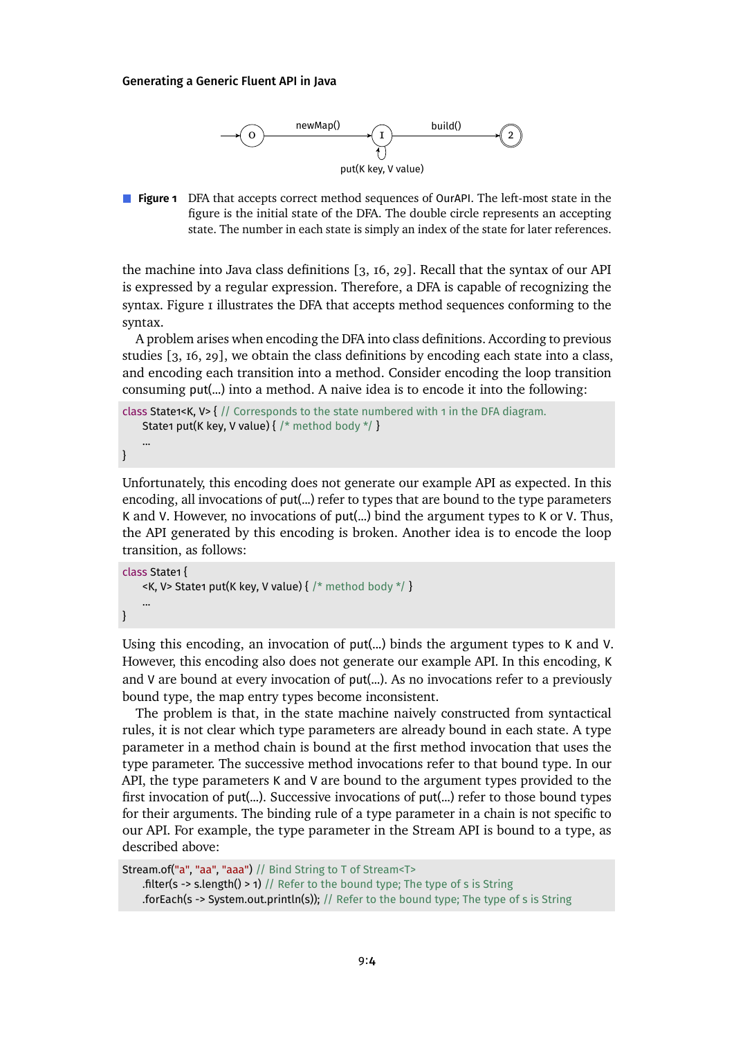newMap() build() put(K key, V value)

**Figure 1** DFA that accepts correct method sequences of OurAPI. The left-most state in the figure is the initial state of the DFA. The double circle represents an accepting state. The number in each state is simply an index of the state for later references.

the machine into Java class definitions [3, 16, 29]. Recall that the syntax of our API is expressed by a regular expression. Therefore, a DFA is capable of recognizing the syntax. Figure 1 illustrates the DFA that accepts method sequences conforming to the syntax.

A problem arises when encoding the DFA into class definitions. According to previous studies [3, 16, 29], we obtain the class definitions by encoding each state into a class, and encoding each transition into a method. Consider encoding the loop transition consuming put(…) into a method. A naive idea is to encode it into the following:

```
class State1<K, V> { // Corresponds to the state numbered with 1 in the DFA diagram.
    State1 put(K key, V value) { /* method body */ }
    ...
}
```

Unfortunately, this encoding does not generate our example API as expected. In this encoding, all invocations of put(…) refer to types that are bound to the type parameters K and V. However, no invocations of put(…) bind the argument types to K or V. Thus, the API generated by this encoding is broken. Another idea is to encode the loop transition, as follows:

```
class State1 {
    <K, V> State1 put(K key, V value) { /* method body */ }
    ...
}
```

Using this encoding, an invocation of put(…) binds the argument types to K and V. However, this encoding also does not generate our example API. In this encoding, K and V are bound at every invocation of put(…). As no invocations refer to a previously bound type, the map entry types become inconsistent.

The problem is that, in the state machine naively constructed from syntactical rules, it is not clear which type parameters are already bound in each state. A type parameter in a method chain is bound at the first method invocation that uses the type parameter. The successive method invocations refer to that bound type. In our API, the type parameters K and V are bound to the argument types provided to the first invocation of put(…). Successive invocations of put(…) refer to those bound types for their arguments. The binding rule of a type parameter in a chain is not specific to our API. For example, the type parameter in the Stream API is bound to a type, as described above:

```
Stream.of("a", "aa", "aaa") // Bind String to T of Stream<T>
    .filter(s -> s.length() > 1) // Refer to the bound type; The type of s is String
    .forEach(s -> System.out.println(s)); // Refer to the bound type; The type of s is String
```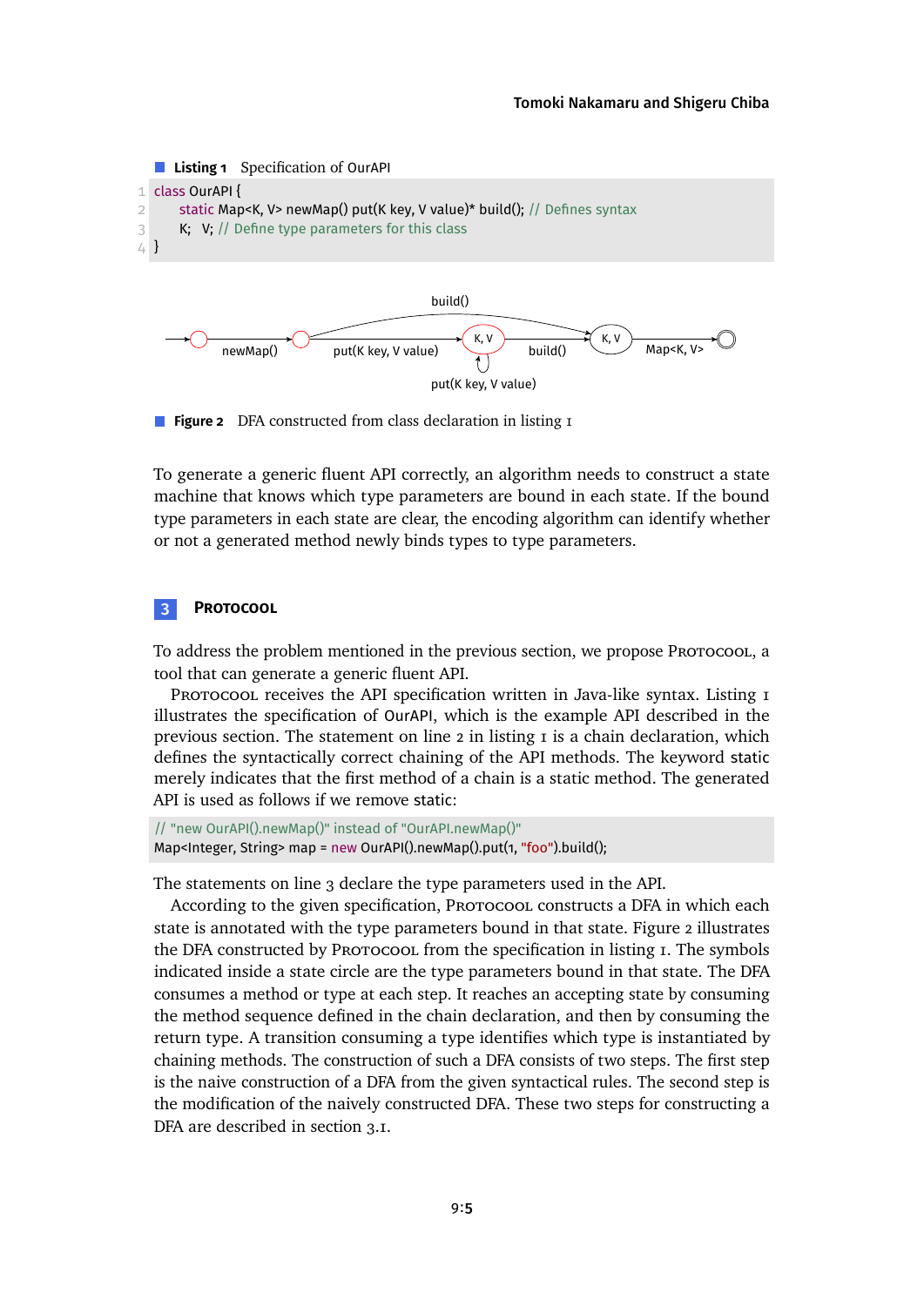**Listing 1** Specification of OurAPI

```
class OurAPI {
    static Map<K, V> newMap() put(K key, V value)* build(); // Defines syntax
    K;  V; // Define type parameters for this class
}
```

**Figure 2** DFA constructed from class declaration in listing 1

To generate a generic fluent API correctly, an algorithm needs to construct a state machine that knows which type parameters are bound in each state. If the bound type parameters in each state are clear, the encoding algorithm can identify whether or not a generated method newly binds types to type parameters.

## 3 Protocool

To address the problem mentioned in the previous section, we propose Protocool, a tool that can generate a generic fluent API.

Protocool receives the API specification written in Java-like syntax. Listing 1 illustrates the specification of OurAPI, which is the example API described in the previous section. The statement on line 2 in listing 1 is a chain declaration, which defines the syntactically correct chaining of the API methods. The keyword static merely indicates that the first method of a chain is a static method. The generated API is used as follows if we remove static:

```
// "new OurAPI().newMap()" instead of "OurAPI.newMap()"
Map<Integer, String> map = new OurAPI().newMap().put(1, "foo").build();
```

The statements on line 3 declare the type parameters used in the API.

According to the given specification, Protocool constructs a DFA in which each state is annotated with the type parameters bound in that state. Figure 2 illustrates the DFA constructed by Protocool from the specification in listing 1. The symbols indicated inside a state circle are the type parameters bound in that state. The DFA consumes a method or type at each step. It reaches an accepting state by consuming the method sequence defined in the chain declaration, and then by consuming the return type. A transition consuming a type identifies which type is instantiated by chaining methods. The construction of such a DFA consists of two steps. The first step is the naive construction of a DFA from the given syntactical rules. The second step is the modification of the naively constructed DFA. These two steps for constructing a DFA are described in section 3.1.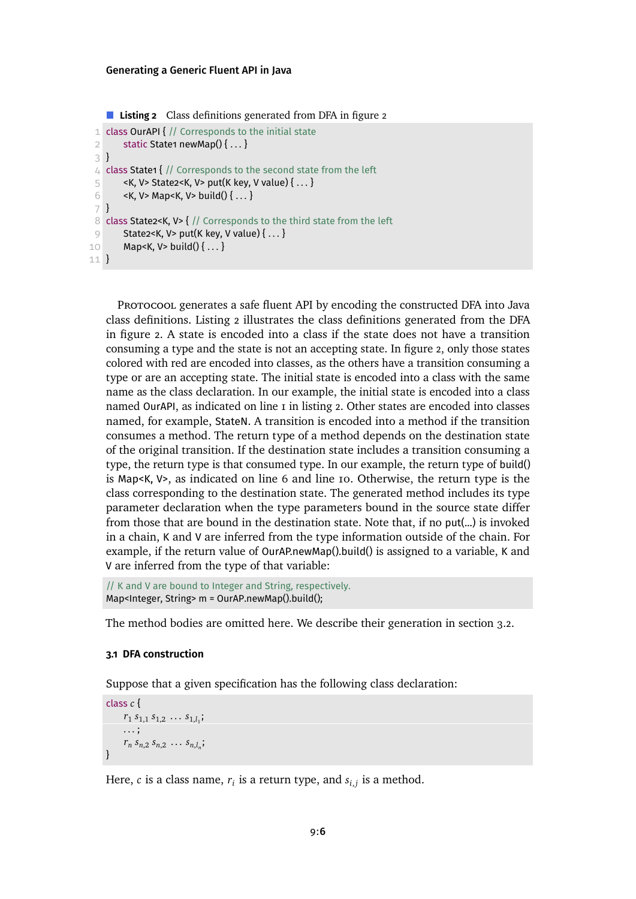**Listing 2** Class definitions generated from DFA in figure 2

```
class OurAPI { // Corresponds to the initial state
    static State1 newMap() { ... }
}
class State1 { // Corresponds to the second state from the left
    <K, V> State2<K, V> put(K key, V value) { ... }
    <K, V> Map<K, V> build() { ... }
}
class State2<K, V> { // Corresponds to the third state from the left
    State2<K, V> put(K key, V value) { ... }
    Map<K, V> build() { ... }
}
```

Protocool generates a safe fluent API by encoding the constructed DFA into Java class definitions. Listing 2 illustrates the class definitions generated from the DFA in figure 2. A state is encoded into a class if the state does not have a transition consuming a type and the state is not an accepting state. In figure 2, only those states colored with red are encoded into classes, as the others have a transition consuming a type or are an accepting state. The initial state is encoded into a class with the same name as the class declaration. In our example, the initial state is encoded into a class named OurAPI, as indicated on line 1 in listing 2. Other states are encoded into classes named, for example, StateN. A transition is encoded into a method if the transition consumes a method. The return type of a method depends on the destination state of the original transition. If the destination state includes a transition consuming a type, the return type is that consumed type. In our example, the return type of build() is Map<K, V>, as indicated on line 6 and line 10. Otherwise, the return type is the class corresponding to the destination state. The generated method includes its type parameter declaration when the type parameters bound in the source state differ from those that are bound in the destination state. Note that, if no put(...) is invoked in a chain, K and V are inferred from the type information outside of the chain. For example, if the return value of OurAP.newMap().build() is assigned to a variable, K and V are inferred from the type of that variable:

```
// K and V are bound to Integer and String, respectively.
Map<Integer, String> m = OurAP.newMap().build();
```

The method bodies are omitted here. We describe their generation in section 3.2.

### 3.1 DFA construction

Suppose that a given specification has the following class declaration:

```
class c {
    r_1 s_{1,1} s_{1,2} ... s_{1,l_1};
    ...;
    r_n s_{n,2} s_{n,2} ... s_{n,l_n};
}
```

Here, $c$ is a class name, $r_i$ is a return type, and $s_{i,j}$ is a method.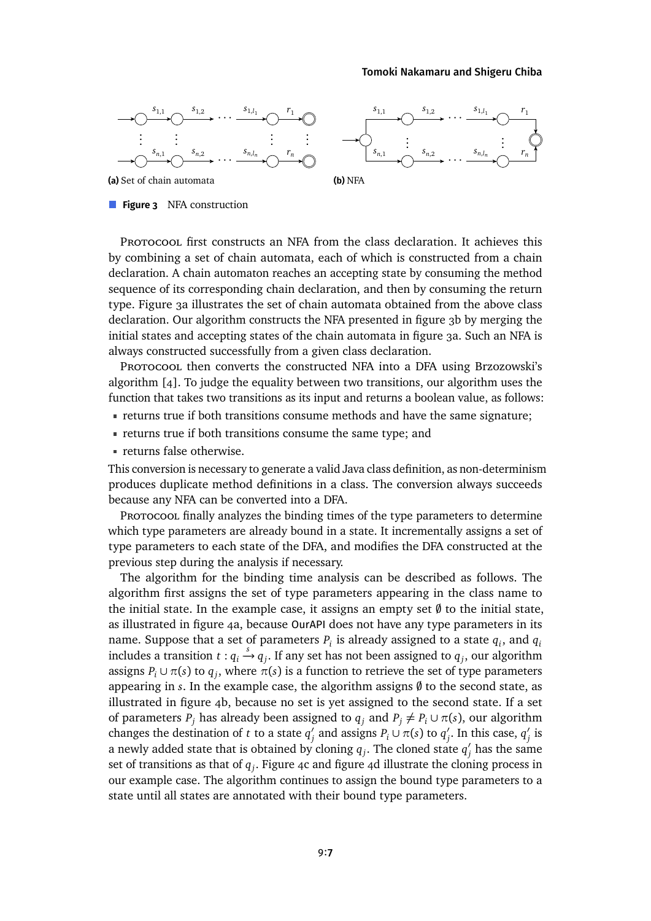(a) Set of chain automata

(b) NFA

**Figure 3** NFA construction

Protocool first constructs an NFA from the class declaration. It achieves this by combining a set of chain automata, each of which is constructed from a chain declaration. A chain automaton reaches an accepting state by consuming the method sequence of its corresponding chain declaration, and then by consuming the return type. Figure 3a illustrates the set of chain automata obtained from the above class declaration. Our algorithm constructs the NFA presented in figure 3b by merging the initial states and accepting states of the chain automata in figure 3a. Such an NFA is always constructed successfully from a given class declaration.

Protocool then converts the constructed NFA into a DFA using Brzozowski's algorithm [4]. To judge the equality between two transitions, our algorithm uses the function that takes two transitions as its input and returns a boolean value, as follows:

- returns true if both transitions consume methods and have the same signature;
- returns true if both transitions consume the same type; and
- returns false otherwise.

This conversion is necessary to generate a valid Java class definition, as non-determinism produces duplicate method definitions in a class. The conversion always succeeds because any NFA can be converted into a DFA.

Protocool finally analyzes the binding times of the type parameters to determine which type parameters are already bound in a state. It incrementally assigns a set of type parameters to each state of the DFA, and modifies the DFA constructed at the previous step during the analysis if necessary.

The algorithm for the binding time analysis can be described as follows. The algorithm first assigns the set of type parameters appearing in the class name to the initial state. In the example case, it assigns an empty set $\emptyset$ to the initial state, as illustrated in figure 4a, because `OurAPI` does not have any type parameters in its name. Suppose that a set of parameters $P_i$ is already assigned to a state $q_i$, and $q_i$ includes a transition $t : q_i \xrightarrow{s} q_j$. If any set has not been assigned to $q_j$, our algorithm assigns $P_i \cup \pi(s)$ to $q_j$, where $\pi(s)$ is a function to retrieve the set of type parameters appearing in $s$. In the example case, the algorithm assigns $\emptyset$ to the second state, as illustrated in figure 4b, because no set is yet assigned to the second state. If a set of parameters $P_j$ has already been assigned to $q_j$ and $P_j \neq P_i \cup \pi(s)$, our algorithm changes the destination of $t$ to a state $q'_j$ and assigns $P_i \cup \pi(s)$ to $q'_j$. In this case, $q'_j$ is a newly added state that is obtained by cloning $q_j$. The cloned state $q'_j$ has the same set of transitions as that of $q_j$. Figure 4c and figure 4d illustrate the cloning process in our example case. The algorithm continues to assign the bound type parameters to a state until all states are annotated with their bound type parameters.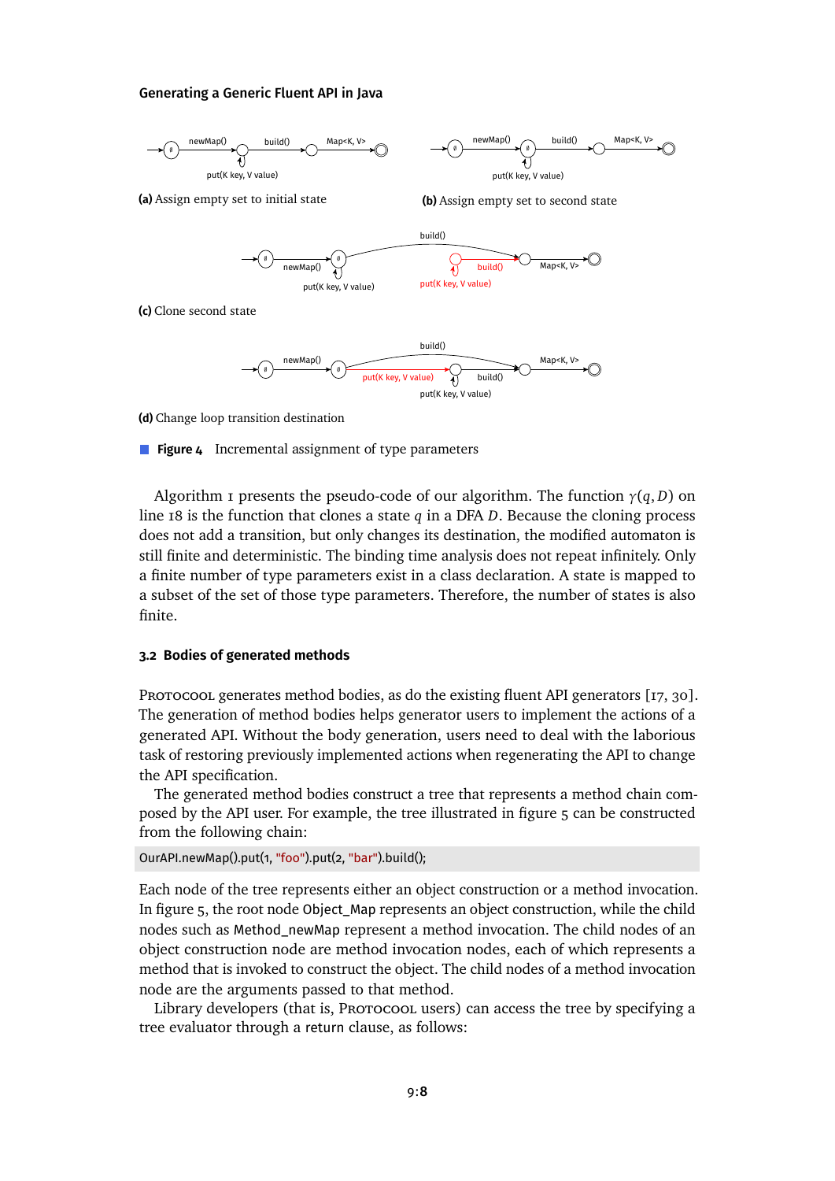(a) Assign empty set to initial state

(b) Assign empty set to second state

(c) Clone second state

(d) Change loop transition destination

**Figure 4** Incremental assignment of type parameters

Algorithm 1 presents the pseudo-code of our algorithm. The function $\gamma(q, D)$ on line 18 is the function that clones a state $q$ in a DFA $D$. Because the cloning process does not add a transition, but only changes its destination, the modified automaton is still finite and deterministic. The binding time analysis does not repeat infinitely. Only a finite number of type parameters exist in a class declaration. A state is mapped to a subset of the set of those type parameters. Therefore, the number of states is also finite.

### 3.2 Bodies of generated methods

ProtoCool generates method bodies, as do the existing fluent API generators [17, 30]. The generation of method bodies helps generator users to implement the actions of a generated API. Without the body generation, users need to deal with the laborious task of restoring previously implemented actions when regenerating the API to change the API specification.

The generated method bodies construct a tree that represents a method chain composed by the API user. For example, the tree illustrated in figure 5 can be constructed from the following chain:

```
OurAPI.newMap().put(1, "foo").put(2, "bar").build();
```

Each node of the tree represents either an object construction or a method invocation. In figure 5, the root node `Object_Map` represents an object construction, while the child nodes such as `Method_newMap` represent a method invocation. The child nodes of an object construction node are method invocation nodes, each of which represents a method that is invoked to construct the object. The child nodes of a method invocation node are the arguments passed to that method.

Library developers (that is, ProtoCool users) can access the tree by specifying a tree evaluator through a `return` clause, as follows: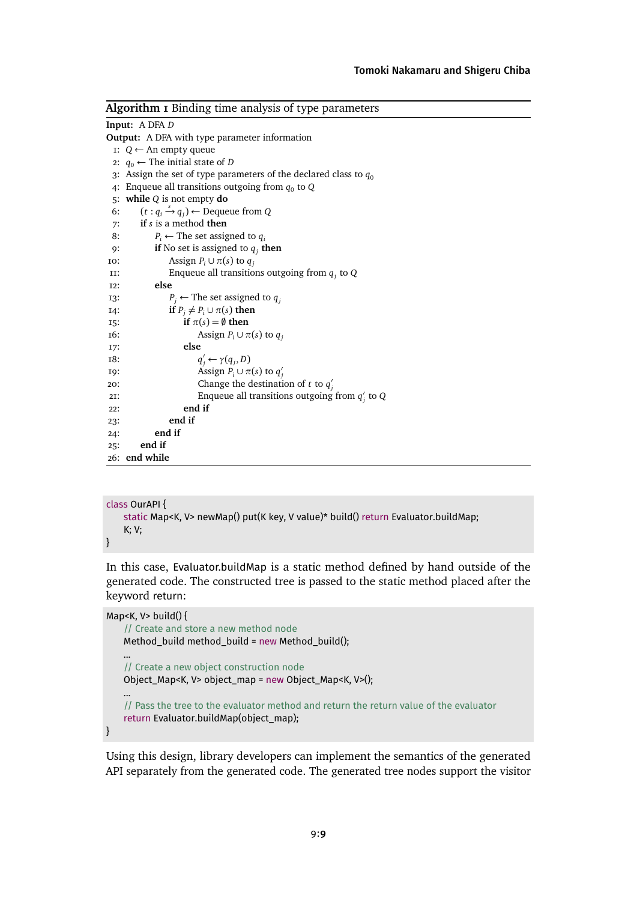**Algorithm 1** Binding time analysis of type parameters

**Input:** A DFA $D$
**Output:** A DFA with type parameter information

1: $Q \leftarrow$ An empty queue
2: $q_0 \leftarrow$ The initial state of $D$
3: Assign the set of type parameters of the declared class to $q_0$
4: Enqueue all transitions outgoing from $q_0$ to $Q$
5: **while** $Q$ is not empty **do**
6: $\quad (t : q_i \xrightarrow{s} q_j) \leftarrow$ Dequeue from $Q$
7: $\quad$ **if** $s$ is a method **then**
8: $\quad\quad P_i \leftarrow$ The set assigned to $q_i$
9: $\quad\quad$ **if** No set is assigned to $q_j$ **then**
10: $\quad\quad\quad$ Assign $P_i \cup \pi(s)$ to $q_j$
11: $\quad\quad\quad$ Enqueue all transitions outgoing from $q_j$ to $Q$
12: $\quad\quad$ **else**
13: $\quad\quad\quad P_j \leftarrow$ The set assigned to $q_j$
14: $\quad\quad\quad$ **if** $P_j \neq P_i \cup \pi(s)$ **then**
15: $\quad\quad\quad\quad$ **if** $\pi(s) = \emptyset$ **then**
16: $\quad\quad\quad\quad\quad$ Assign $P_i \cup \pi(s)$ to $q_j$
17: $\quad\quad\quad\quad$ **else**
18: $\quad\quad\quad\quad\quad q_j' \leftarrow \gamma(q_j, D)$
19: $\quad\quad\quad\quad\quad$ Assign $P_i \cup \pi(s)$ to $q_j'$
20: $\quad\quad\quad\quad\quad$ Change the destination of $t$ to $q_j'$
21: $\quad\quad\quad\quad\quad$ Enqueue all transitions outgoing from $q_j'$ to $Q$
22: $\quad\quad\quad\quad$ **end if**
23: $\quad\quad\quad$ **end if**
24: $\quad\quad$ **end if**
25: $\quad$ **end if**
26: **end while**

```
class OurAPI {
    static Map<K, V> newMap() put(K key, V value)* build() return Evaluator.buildMap;
    K; V;
}
```

In this case, Evaluator.buildMap is a static method defined by hand outside of the generated code. The constructed tree is passed to the static method placed after the keyword return:

```
Map<K, V> build() {
    // Create and store a new method node
    Method_build method_build = new Method_build();
    ...
    // Create a new object construction node
    Object_Map<K, V> object_map = new Object_Map<K, V>();
    ...
    // Pass the tree to the evaluator method and return the return value of the evaluator
    return Evaluator.buildMap(object_map);
}
```

Using this design, library developers can implement the semantics of the generated API separately from the generated code. The generated tree nodes support the visitor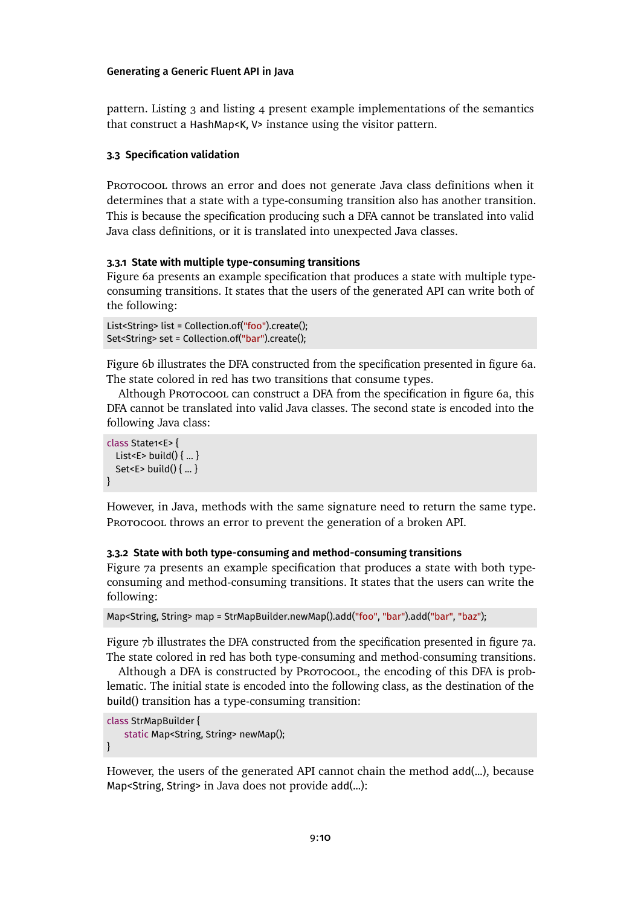pattern. Listing 3 and listing 4 present example implementations of the semantics that construct a HashMap<K, V> instance using the visitor pattern.

### 3.3 Specification validation

Protocool throws an error and does not generate Java class definitions when it determines that a state with a type-consuming transition also has another transition. This is because the specification producing such a DFA cannot be translated into valid Java class definitions, or it is translated into unexpected Java classes.

#### 3.3.1 State with multiple type-consuming transitions

Figure 6a presents an example specification that produces a state with multiple type-consuming transitions. It states that the users of the generated API can write both of the following:

```
List<String> list = Collection.of("foo").create();
Set<String> set = Collection.of("bar").create();
```

Figure 6b illustrates the DFA constructed from the specification presented in figure 6a. The state colored in red has two transitions that consume types.

Although Protocool can construct a DFA from the specification in figure 6a, this DFA cannot be translated into valid Java classes. The second state is encoded into the following Java class:

```
class State1<E> {
  List<E> build() { ... }
  Set<E> build() { ... }
}
```

However, in Java, methods with the same signature need to return the same type. Protocool throws an error to prevent the generation of a broken API.

#### 3.3.2 State with both type-consuming and method-consuming transitions

Figure 7a presents an example specification that produces a state with both type-consuming and method-consuming transitions. It states that the users can write the following:

```
Map<String, String> map = StrMapBuilder.newMap().add("foo", "bar").add("bar", "baz");
```

Figure 7b illustrates the DFA constructed from the specification presented in figure 7a. The state colored in red has both type-consuming and method-consuming transitions.

Although a DFA is constructed by Protocool, the encoding of this DFA is problematic. The initial state is encoded into the following class, as the destination of the build() transition has a type-consuming transition:

```
class StrMapBuilder {
    static Map<String, String> newMap();
}
```

However, the users of the generated API cannot chain the method add(...), because Map<String, String> in Java does not provide add(...):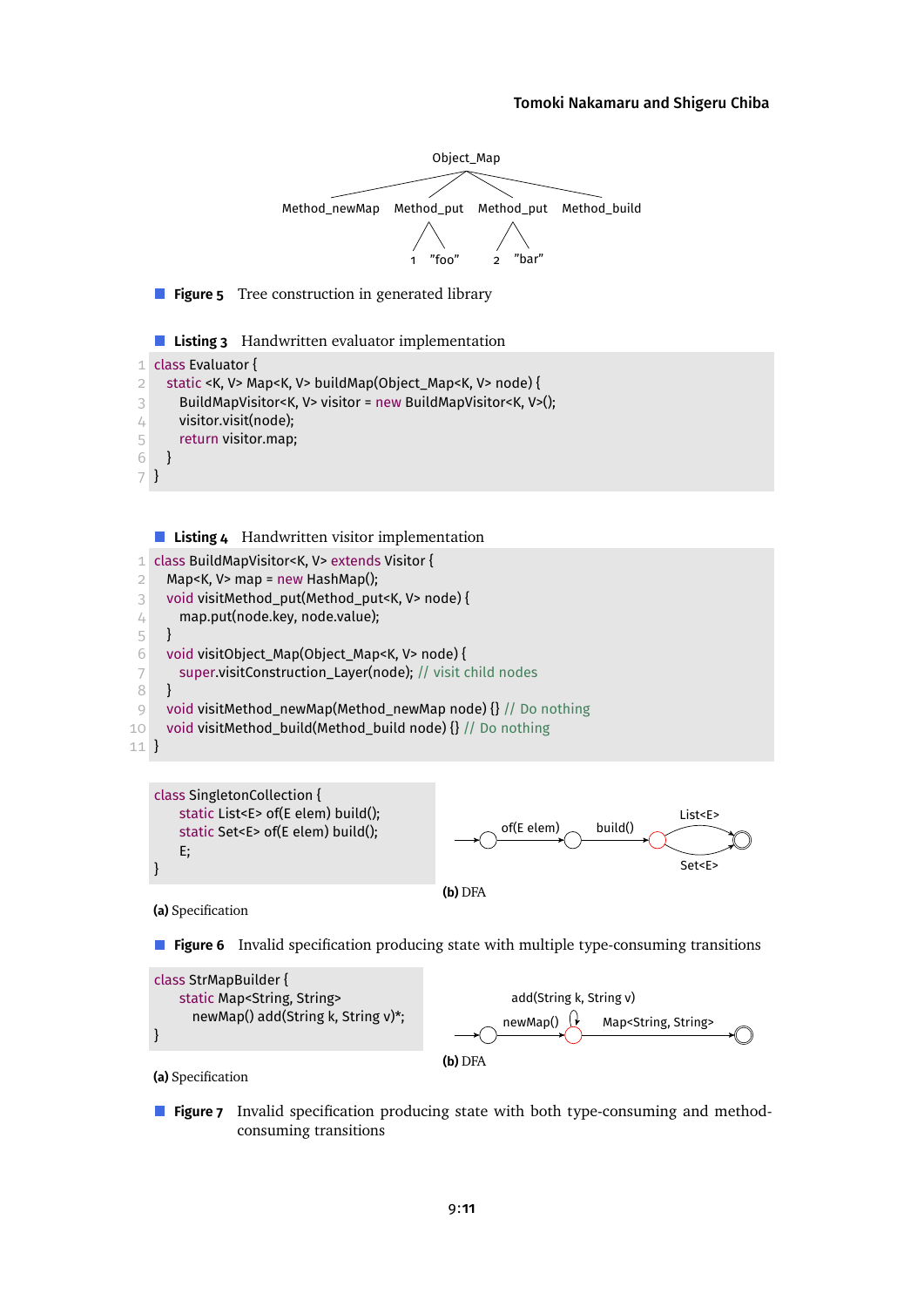```
              Object_Map
   Method_newMap  Method_put  Method_put  Method_build
                   1  "foo"    2  "bar"
```

**Figure 5** Tree construction in generated library

**Listing 3** Handwritten evaluator implementation

```
class Evaluator {
  static <K, V> Map<K, V> buildMap(Object_Map<K, V> node) {
    BuildMapVisitor<K, V> visitor = new BuildMapVisitor<K, V>();
    visitor.visit(node);
    return visitor.map;
  }
}
```

**Listing 4** Handwritten visitor implementation

```
class BuildMapVisitor<K, V> extends Visitor {
  Map<K, V> map = new HashMap();
  void visitMethod_put(Method_put<K, V> node) {
    map.put(node.key, node.value);
  }
  void visitObject_Map(Object_Map<K, V> node) {
    super.visitConstruction_Layer(node); // visit child nodes
  }
  void visitMethod_newMap(Method_newMap node) {} // Do nothing
  void visitMethod_build(Method_build node) {} // Do nothing
}
```

```
class SingletonCollection {
    static List<E> of(E elem) build();
    static Set<E> of(E elem) build();
    E;
}
```

**(a)** Specification

```
--> ( ) --of(E elem)--> ( ) --build()--> ( ) --List<E>--> (( ))
                                          ( ) --Set<E>--> (( ))
```

**(b)** DFA

**Figure 6** Invalid specification producing state with multiple type-consuming transitions

```
class StrMapBuilder {
    static Map<String, String>
      newMap() add(String k, String v)*;
}
```

**(a)** Specification

```
--> ( ) --newMap()--> ( ) --Map<String, String>--> (( ))
                       ^ add(String k, String v) (self-loop)
```

**(b)** DFA

**Figure 7** Invalid specification producing state with both type-consuming and method-consuming transitions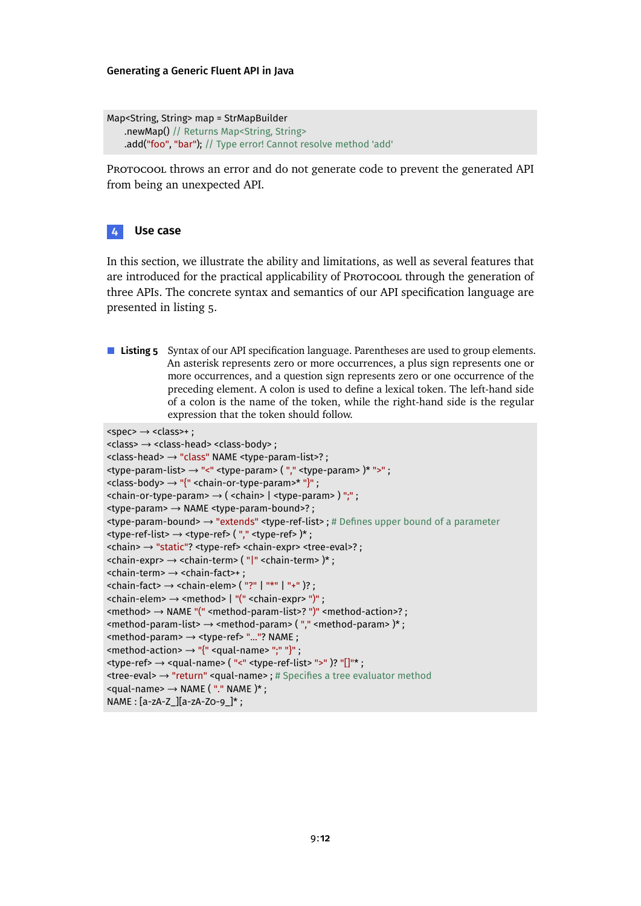```
Map<String, String> map = StrMapBuilder
    .newMap() // Returns Map<String, String>
    .add("foo", "bar"); // Type error! Cannot resolve method 'add'
```

ProtoCool throws an error and do not generate code to prevent the generated API from being an unexpected API.

## 4 Use case

In this section, we illustrate the ability and limitations, as well as several features that are introduced for the practical applicability of ProtoCool through the generation of three APIs. The concrete syntax and semantics of our API specification language are presented in listing 5.

**Listing 5** Syntax of our API specification language. Parentheses are used to group elements. An asterisk represents zero or more occurrences, a plus sign represents one or more occurrences, and a question sign represents zero or one occurrence of the preceding element. A colon is used to define a lexical token. The left-hand side of a colon is the name of the token, while the right-hand side is the regular expression that the token should follow.

```
<spec> → <class>+ ;
<class> → <class-head> <class-body> ;
<class-head> → "class" NAME <type-param-list>? ;
<type-param-list> → "<" <type-param> ( "," <type-param> )* ">" ;
<class-body> → "{" <chain-or-type-param>* "}" ;
<chain-or-type-param> → ( <chain> | <type-param> ) ";" ;
<type-param> → NAME <type-param-bound>? ;
<type-param-bound> → "extends" <type-ref-list> ; # Defines upper bound of a parameter
<type-ref-list> → <type-ref> ( "," <type-ref> )* ;
<chain> → "static"? <type-ref> <chain-expr> <tree-eval>? ;
<chain-expr> → <chain-term> ( "|" <chain-term> )* ;
<chain-term> → <chain-fact>+ ;
<chain-fact> → <chain-elem> ( "?" | "*" | "+" )? ;
<chain-elem> → <method> | "(" <chain-expr> ")" ;
<method> → NAME "(" <method-param-list>? ")" <method-action>? ;
<method-param-list> → <method-param> ( "," <method-param> )* ;
<method-param> → <type-ref> "..."? NAME ;
<method-action> → "{" <qual-name> ";" "}" ;
<type-ref> → <qual-name> ( "<" <type-ref-list> ">" )? "[]"* ;
<tree-eval> → "return" <qual-name> ; # Specifies a tree evaluator method
<qual-name> → NAME ( "." NAME )* ;
NAME : [a-zA-Z_][a-zA-Z0-9_]* ;
```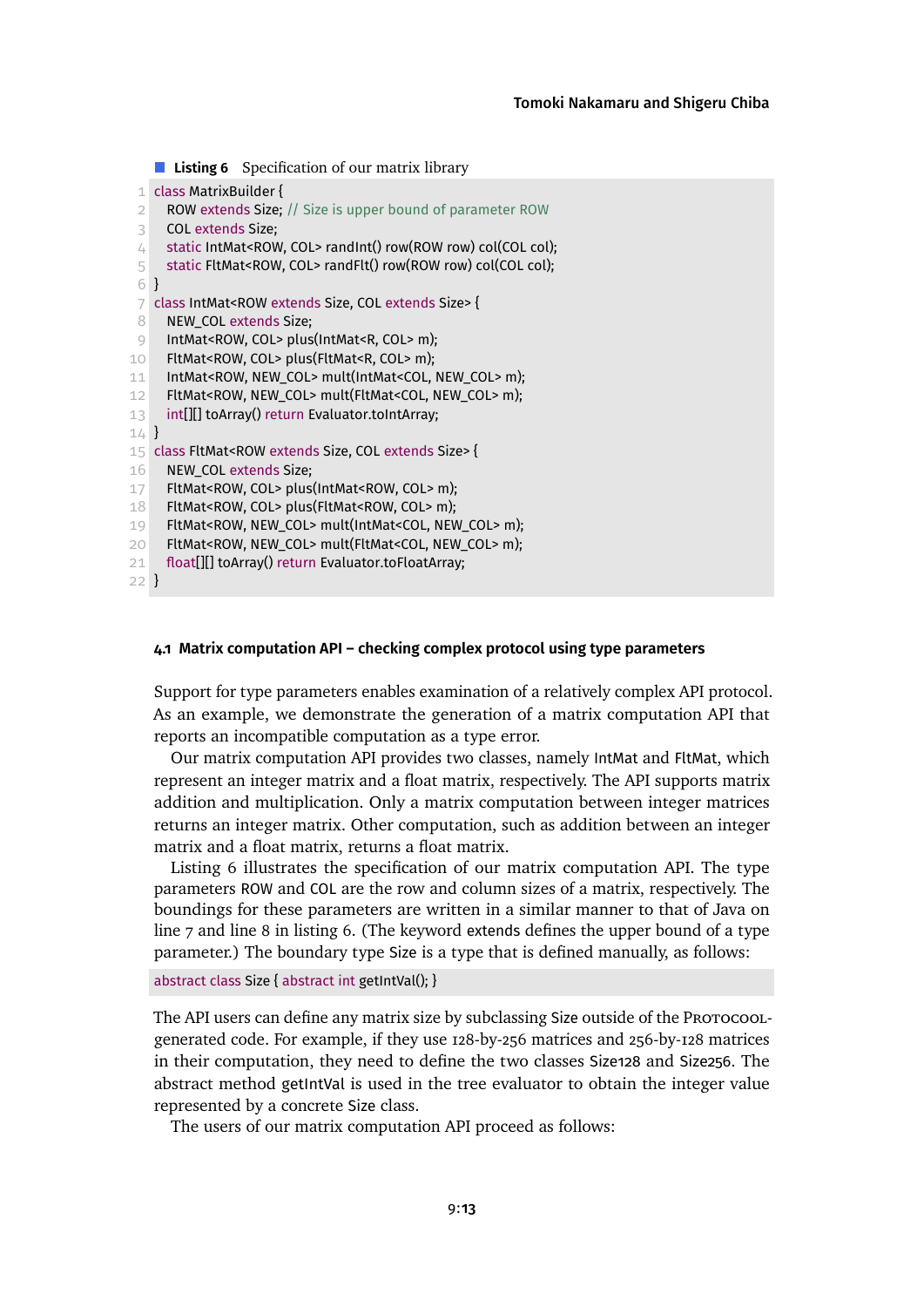**Listing 6** Specification of our matrix library

```
class MatrixBuilder {
  ROW extends Size; // Size is upper bound of parameter ROW
  COL extends Size;
  static IntMat<ROW, COL> randInt() row(ROW row) col(COL col);
  static FltMat<ROW, COL> randFlt() row(ROW row) col(COL col);
}
class IntMat<ROW extends Size, COL extends Size> {
  NEW_COL extends Size;
  IntMat<ROW, COL> plus(IntMat<R, COL> m);
  FltMat<ROW, COL> plus(FltMat<R, COL> m);
  IntMat<ROW, NEW_COL> mult(IntMat<COL, NEW_COL> m);
  FltMat<ROW, NEW_COL> mult(FltMat<COL, NEW_COL> m);
  int[][] toArray() return Evaluator.toIntArray;
}
class FltMat<ROW extends Size, COL extends Size> {
  NEW_COL extends Size;
  FltMat<ROW, COL> plus(IntMat<ROW, COL> m);
  FltMat<ROW, COL> plus(FltMat<ROW, COL> m);
  FltMat<ROW, NEW_COL> mult(IntMat<COL, NEW_COL> m);
  FltMat<ROW, NEW_COL> mult(FltMat<COL, NEW_COL> m);
  float[][] toArray() return Evaluator.toFloatArray;
}
```

### 4.1 Matrix computation API – checking complex protocol using type parameters

Support for type parameters enables examination of a relatively complex API protocol. As an example, we demonstrate the generation of a matrix computation API that reports an incompatible computation as a type error.

Our matrix computation API provides two classes, namely IntMat and FltMat, which represent an integer matrix and a float matrix, respectively. The API supports matrix addition and multiplication. Only a matrix computation between integer matrices returns an integer matrix. Other computation, such as addition between an integer matrix and a float matrix, returns a float matrix.

Listing 6 illustrates the specification of our matrix computation API. The type parameters ROW and COL are the row and column sizes of a matrix, respectively. The boundings for these parameters are written in a similar manner to that of Java on line 7 and line 8 in listing 6. (The keyword extends defines the upper bound of a type parameter.) The boundary type Size is a type that is defined manually, as follows:

```
abstract class Size { abstract int getIntVal(); }
```

The API users can define any matrix size by subclassing Size outside of the Protocool-generated code. For example, if they use 128-by-256 matrices and 256-by-128 matrices in their computation, they need to define the two classes Size128 and Size256. The abstract method getIntVal is used in the tree evaluator to obtain the integer value represented by a concrete Size class.

The users of our matrix computation API proceed as follows: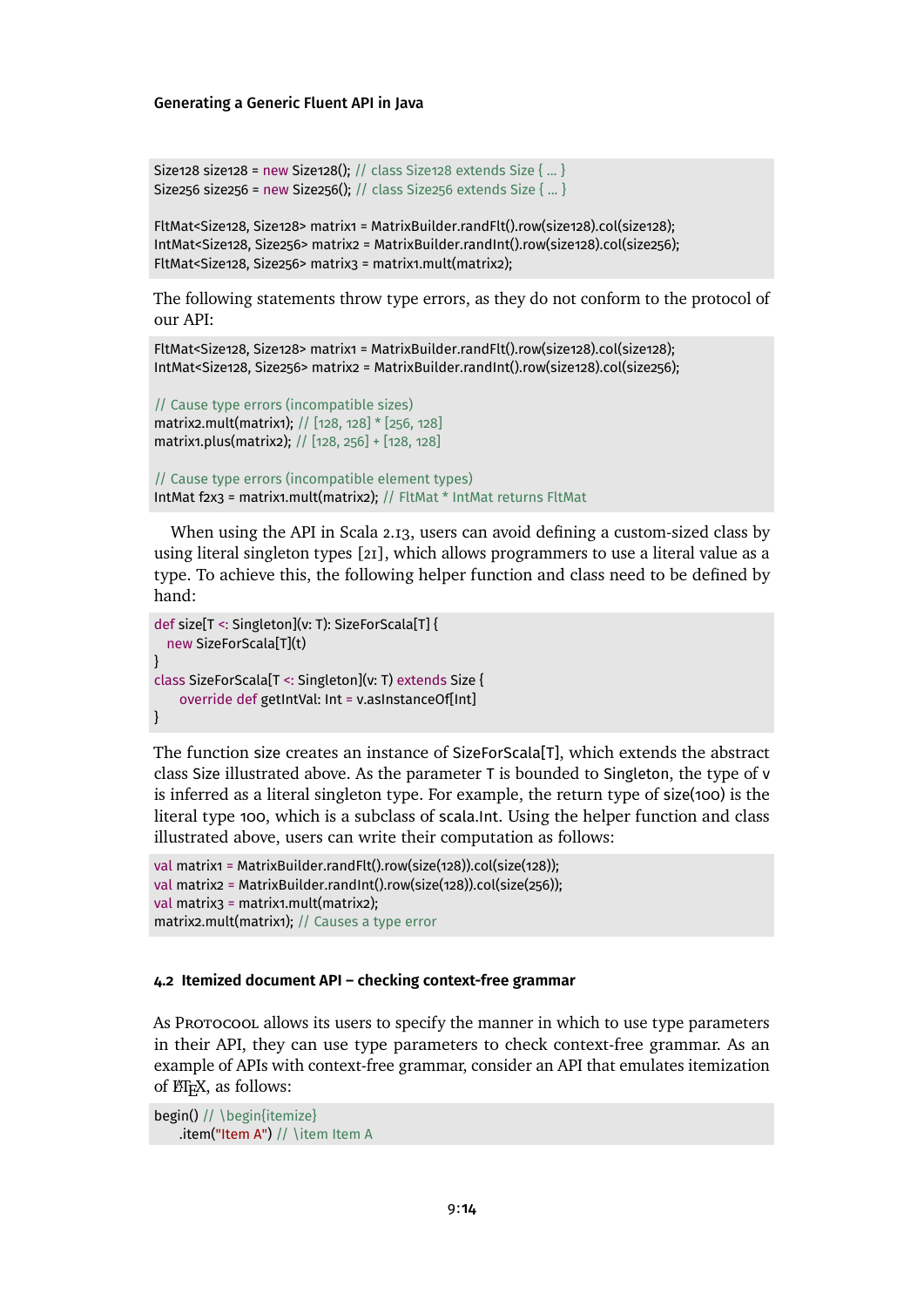```
Size128 size128 = new Size128(); // class Size128 extends Size { ... }
Size256 size256 = new Size256(); // class Size256 extends Size { ... }

FltMat<Size128, Size128> matrix1 = MatrixBuilder.randFlt().row(size128).col(size128);
IntMat<Size128, Size256> matrix2 = MatrixBuilder.randInt().row(size128).col(size256);
FltMat<Size128, Size256> matrix3 = matrix1.mult(matrix2);
```

The following statements throw type errors, as they do not conform to the protocol of our API:

```
FltMat<Size128, Size128> matrix1 = MatrixBuilder.randFlt().row(size128).col(size128);
IntMat<Size128, Size256> matrix2 = MatrixBuilder.randInt().row(size128).col(size256);

// Cause type errors (incompatible sizes)
matrix2.mult(matrix1); // [128, 128] * [256, 128]
matrix1.plus(matrix2); // [128, 256] + [128, 128]

// Cause type errors (incompatible element types)
IntMat f2x3 = matrix1.mult(matrix2); // FltMat * IntMat returns FltMat
```

When using the API in Scala 2.13, users can avoid defining a custom-sized class by using literal singleton types [21], which allows programmers to use a literal value as a type. To achieve this, the following helper function and class need to be defined by hand:

```
def size[T <: Singleton](v: T): SizeForScala[T] {
  new SizeForScala[T](t)
}
class SizeForScala[T <: Singleton](v: T) extends Size {
    override def getIntVal: Int = v.asInstanceOf[Int]
}
```

The function size creates an instance of SizeForScala[T], which extends the abstract class Size illustrated above. As the parameter T is bounded to Singleton, the type of v is inferred as a literal singleton type. For example, the return type of size(100) is the literal type 100, which is a subclass of scala.Int. Using the helper function and class illustrated above, users can write their computation as follows:

```
val matrix1 = MatrixBuilder.randFlt().row(size(128)).col(size(128));
val matrix2 = MatrixBuilder.randInt().row(size(128)).col(size(256));
val matrix3 = matrix1.mult(matrix2);
matrix2.mult(matrix1); // Causes a type error
```

### 4.2 Itemized document API – checking context-free grammar

As Protocool allows its users to specify the manner in which to use type parameters in their API, they can use type parameters to check context-free grammar. As an example of APIs with context-free grammar, consider an API that emulates itemization of LaTeX, as follows:

```
begin() // \begin{itemize}
    .item("Item A") // \item Item A
```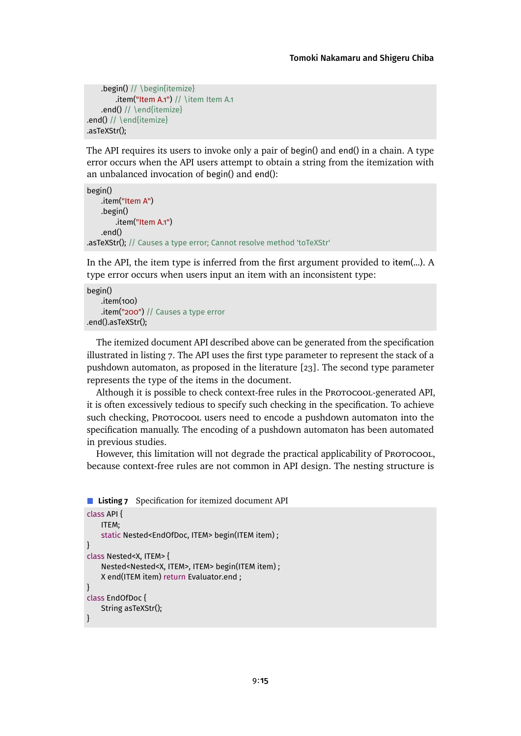```
    .begin() // \begin{itemize}
        .item("Item A.1") // \item Item A.1
    .end() // \end{itemize}
.end() // \end{itemize}
.asTeXStr();
```

The API requires its users to invoke only a pair of begin() and end() in a chain. A type error occurs when the API users attempt to obtain a string from the itemization with an unbalanced invocation of begin() and end():

```
begin()
    .item("Item A")
    .begin()
        .item("Item A.1")
    .end()
.asTeXStr(); // Causes a type error; Cannot resolve method 'toTeXStr'
```

In the API, the item type is inferred from the first argument provided to item(...). A type error occurs when users input an item with an inconsistent type:

```
begin()
    .item(100)
    .item("200") // Causes a type error
.end().asTeXStr();
```

The itemized document API described above can be generated from the specification illustrated in listing 7. The API uses the first type parameter to represent the stack of a pushdown automaton, as proposed in the literature [23]. The second type parameter represents the type of the items in the document.

Although it is possible to check context-free rules in the Protocool-generated API, it is often excessively tedious to specify such checking in the specification. To achieve such checking, Protocool users need to encode a pushdown automaton into the specification manually. The encoding of a pushdown automaton has been automated in previous studies.

However, this limitation will not degrade the practical applicability of Protocool, because context-free rules are not common in API design. The nesting structure is

**Listing 7** Specification for itemized document API

```
class API {
    ITEM;
    static Nested<EndOfDoc, ITEM> begin(ITEM item) ;
}
class Nested<X, ITEM> {
    Nested<Nested<X, ITEM>, ITEM> begin(ITEM item) ;
    X end(ITEM item) return Evaluator.end ;
}
class EndOfDoc {
    String asTeXStr();
}
```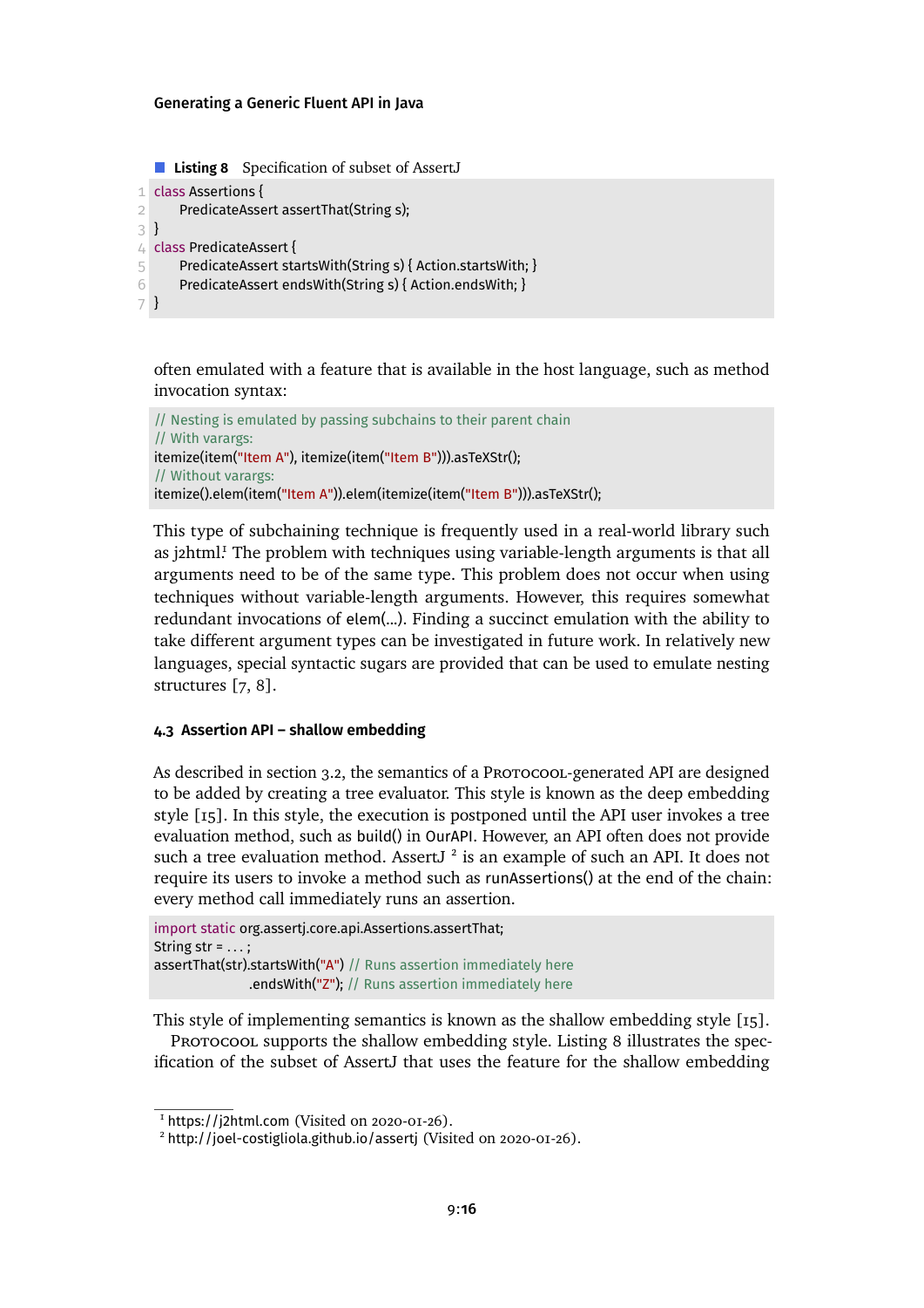**Listing 8** Specification of subset of AssertJ

```
class Assertions {
    PredicateAssert assertThat(String s);
}
class PredicateAssert {
    PredicateAssert startsWith(String s) { Action.startsWith; }
    PredicateAssert endsWith(String s) { Action.endsWith; }
}
```

often emulated with a feature that is available in the host language, such as method invocation syntax:

```
// Nesting is emulated by passing subchains to their parent chain
// With varargs:
itemize(item("Item A"), itemize(item("Item B"))).asTeXStr();
// Without varargs:
itemize().elem(item("Item A")).elem(itemize(item("Item B"))).asTeXStr();
```

This type of subchaining technique is frequently used in a real-world library such as j2html.[1] The problem with techniques using variable-length arguments is that all arguments need to be of the same type. This problem does not occur when using techniques without variable-length arguments. However, this requires somewhat redundant invocations of elem(...). Finding a succinct emulation with the ability to take different argument types can be investigated in future work. In relatively new languages, special syntactic sugars are provided that can be used to emulate nesting structures [7, 8].

### 4.3 Assertion API – shallow embedding

As described in section 3.2, the semantics of a Protocool-generated API are designed to be added by creating a tree evaluator. This style is known as the deep embedding style [15]. In this style, the execution is postponed until the API user invokes a tree evaluation method, such as build() in OurAPI. However, an API often does not provide such a tree evaluation method. AssertJ [2] is an example of such an API. It does not require its users to invoke a method such as runAssertions() at the end of the chain: every method call immediately runs an assertion.

```
import static org.assertj.core.api.Assertions.assertThat;
String str = ... ;
assertThat(str).startsWith("A") // Runs assertion immediately here
               .endsWith("Z"); // Runs assertion immediately here
```

This style of implementing semantics is known as the shallow embedding style [15].

Protocool supports the shallow embedding style. Listing 8 illustrates the specification of the subset of AssertJ that uses the feature for the shallow embedding

[1] https://j2html.com (Visited on 2020-01-26).

[2] http://joel-costigliola.github.io/assertj (Visited on 2020-01-26).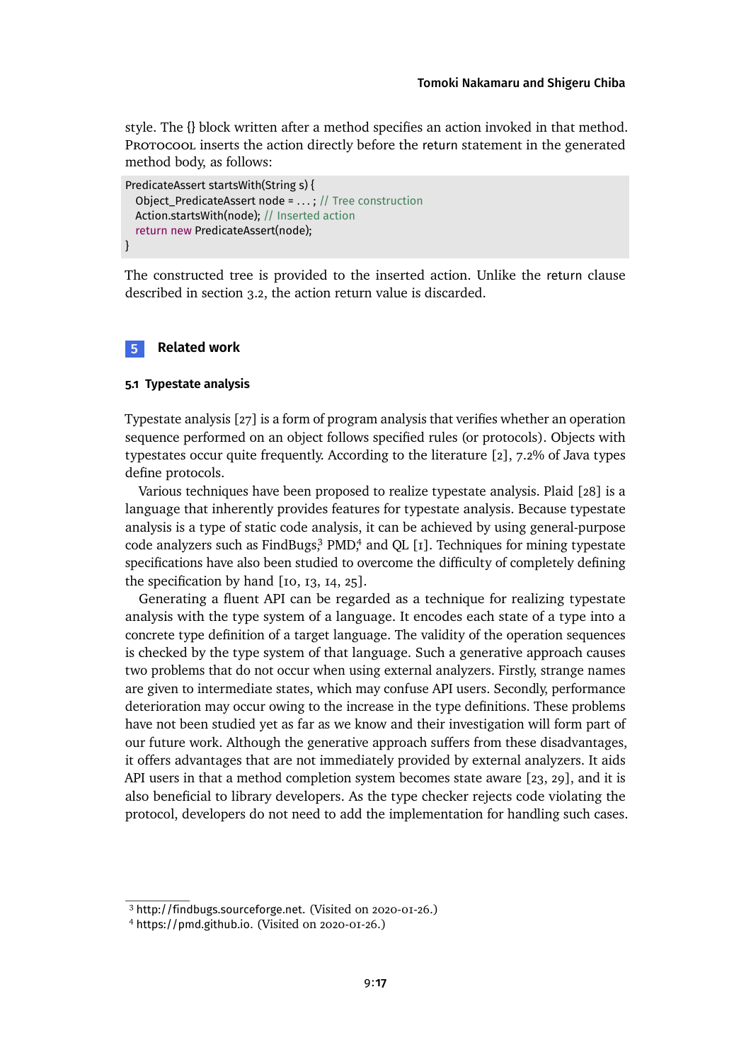style. The {} block written after a method specifies an action invoked in that method. Protocool inserts the action directly before the return statement in the generated method body, as follows:

```
PredicateAssert startsWith(String s) {
  Object_PredicateAssert node = . . . ; // Tree construction
  Action.startsWith(node); // Inserted action
  return new PredicateAssert(node);
}
```

The constructed tree is provided to the inserted action. Unlike the return clause described in section 3.2, the action return value is discarded.

## 5 Related work

### 5.1 Typestate analysis

Typestate analysis [27] is a form of program analysis that verifies whether an operation sequence performed on an object follows specified rules (or protocols). Objects with typestates occur quite frequently. According to the literature [2], 7.2% of Java types define protocols.

Various techniques have been proposed to realize typestate analysis. Plaid [28] is a language that inherently provides features for typestate analysis. Because typestate analysis is a type of static code analysis, it can be achieved by using general-purpose code analyzers such as FindBugs,[3] PMD,[4] and QL [1]. Techniques for mining typestate specifications have also been studied to overcome the difficulty of completely defining the specification by hand [10, 13, 14, 25].

Generating a fluent API can be regarded as a technique for realizing typestate analysis with the type system of a language. It encodes each state of a type into a concrete type definition of a target language. The validity of the operation sequences is checked by the type system of that language. Such a generative approach causes two problems that do not occur when using external analyzers. Firstly, strange names are given to intermediate states, which may confuse API users. Secondly, performance deterioration may occur owing to the increase in the type definitions. These problems have not been studied yet as far as we know and their investigation will form part of our future work. Although the generative approach suffers from these disadvantages, it offers advantages that are not immediately provided by external analyzers. It aids API users in that a method completion system becomes state aware [23, 29], and it is also beneficial to library developers. As the type checker rejects code violating the protocol, developers do not need to add the implementation for handling such cases.

---

[3] http://findbugs.sourceforge.net. (Visited on 2020-01-26.)

[4] https://pmd.github.io. (Visited on 2020-01-26.)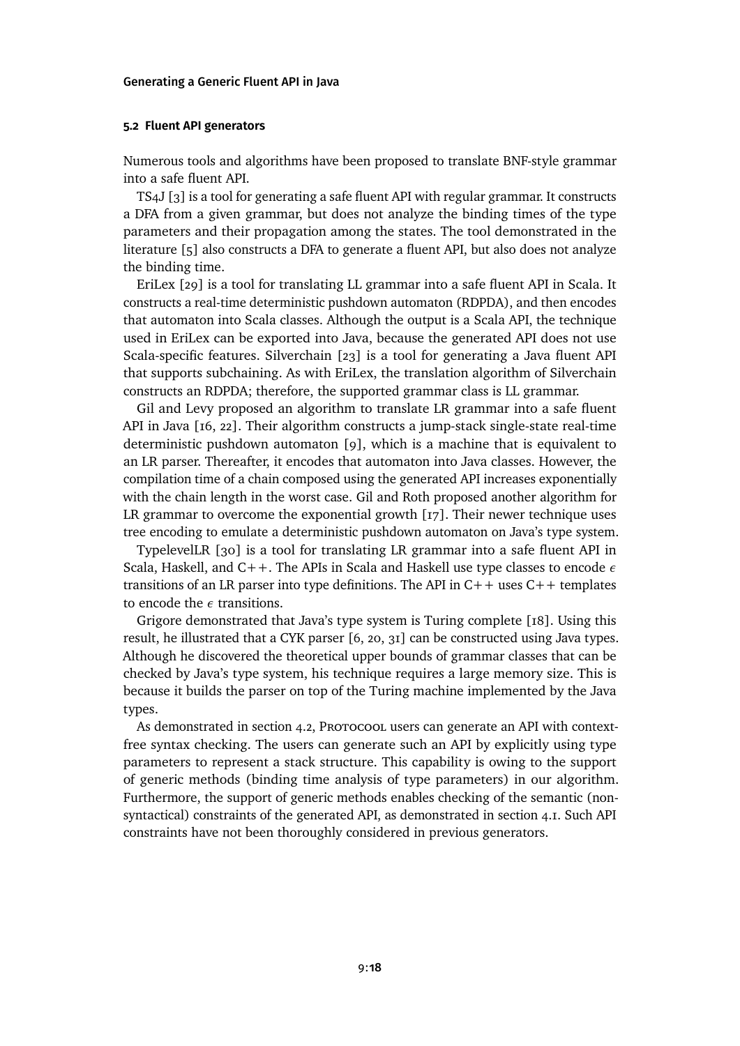### 5.2 Fluent API generators

Numerous tools and algorithms have been proposed to translate BNF-style grammar into a safe fluent API.

TS4J [3] is a tool for generating a safe fluent API with regular grammar. It constructs a DFA from a given grammar, but does not analyze the binding times of the type parameters and their propagation among the states. The tool demonstrated in the literature [5] also constructs a DFA to generate a fluent API, but also does not analyze the binding time.

EriLex [29] is a tool for translating LL grammar into a safe fluent API in Scala. It constructs a real-time deterministic pushdown automaton (RDPDA), and then encodes that automaton into Scala classes. Although the output is a Scala API, the technique used in EriLex can be exported into Java, because the generated API does not use Scala-specific features. Silverchain [23] is a tool for generating a Java fluent API that supports subchaining. As with EriLex, the translation algorithm of Silverchain constructs an RDPDA; therefore, the supported grammar class is LL grammar.

Gil and Levy proposed an algorithm to translate LR grammar into a safe fluent API in Java [16, 22]. Their algorithm constructs a jump-stack single-state real-time deterministic pushdown automaton [9], which is a machine that is equivalent to an LR parser. Thereafter, it encodes that automaton into Java classes. However, the compilation time of a chain composed using the generated API increases exponentially with the chain length in the worst case. Gil and Roth proposed another algorithm for LR grammar to overcome the exponential growth [17]. Their newer technique uses tree encoding to emulate a deterministic pushdown automaton on Java's type system.

TypelevelLR [30] is a tool for translating LR grammar into a safe fluent API in Scala, Haskell, and C++. The APIs in Scala and Haskell use type classes to encode $\epsilon$ transitions of an LR parser into type definitions. The API in C++ uses C++ templates to encode the $\epsilon$ transitions.

Grigore demonstrated that Java's type system is Turing complete [18]. Using this result, he illustrated that a CYK parser [6, 20, 31] can be constructed using Java types. Although he discovered the theoretical upper bounds of grammar classes that can be checked by Java's type system, his technique requires a large memory size. This is because it builds the parser on top of the Turing machine implemented by the Java types.

As demonstrated in section 4.2, Protocool users can generate an API with context-free syntax checking. The users can generate such an API by explicitly using type parameters to represent a stack structure. This capability is owing to the support of generic methods (binding time analysis of type parameters) in our algorithm. Furthermore, the support of generic methods enables checking of the semantic (non-syntactical) constraints of the generated API, as demonstrated in section 4.1. Such API constraints have not been thoroughly considered in previous generators.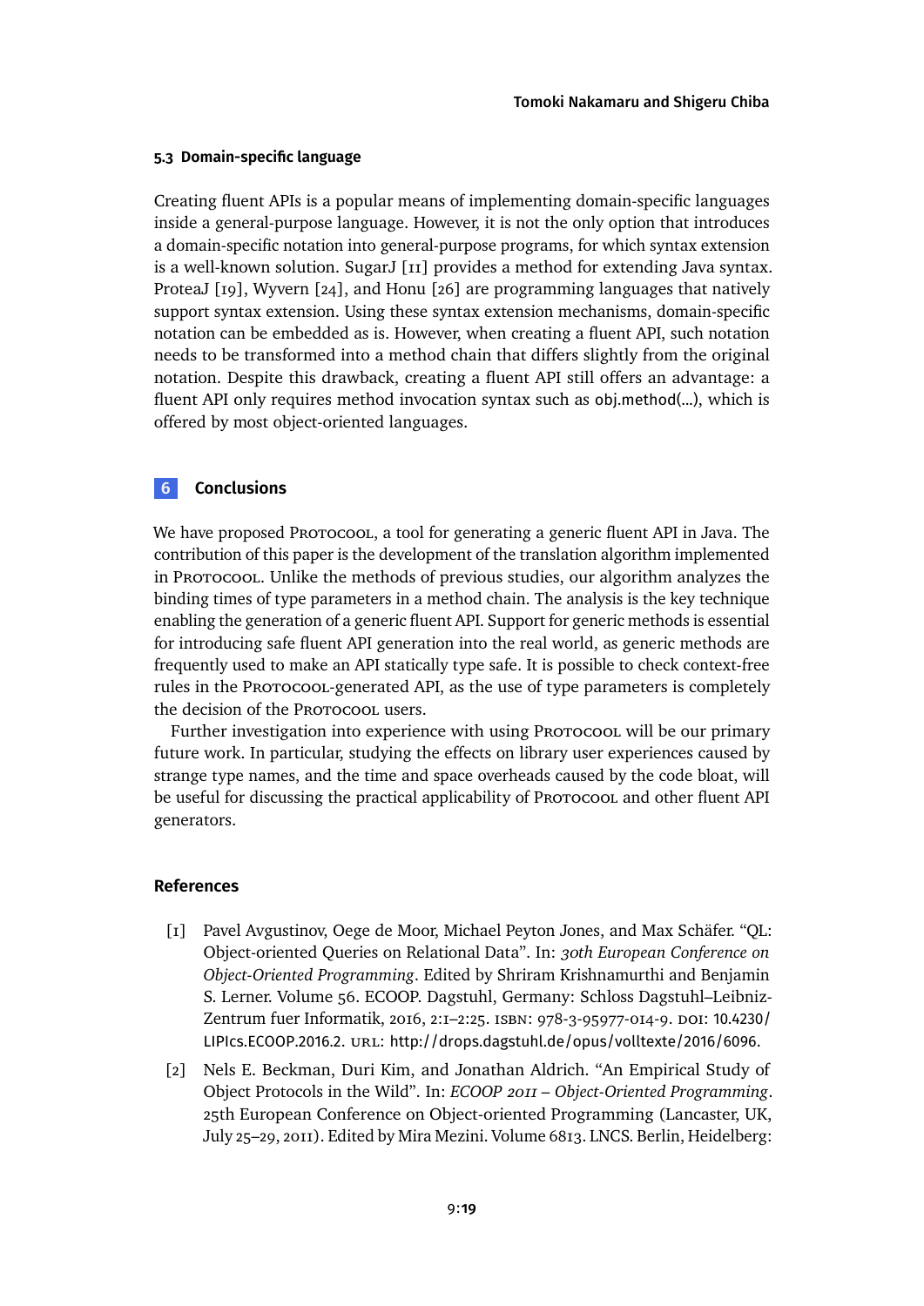### 5.3 Domain-specific language

Creating fluent APIs is a popular means of implementing domain-specific languages inside a general-purpose language. However, it is not the only option that introduces a domain-specific notation into general-purpose programs, for which syntax extension is a well-known solution. SugarJ [11] provides a method for extending Java syntax. ProteaJ [19], Wyvern [24], and Honu [26] are programming languages that natively support syntax extension. Using these syntax extension mechanisms, domain-specific notation can be embedded as is. However, when creating a fluent API, such notation needs to be transformed into a method chain that differs slightly from the original notation. Despite this drawback, creating a fluent API still offers an advantage: a fluent API only requires method invocation syntax such as `obj.method(...)`, which is offered by most object-oriented languages.

## 6 Conclusions

We have proposed Protocool, a tool for generating a generic fluent API in Java. The contribution of this paper is the development of the translation algorithm implemented in Protocool. Unlike the methods of previous studies, our algorithm analyzes the binding times of type parameters in a method chain. The analysis is the key technique enabling the generation of a generic fluent API. Support for generic methods is essential for introducing safe fluent API generation into the real world, as generic methods are frequently used to make an API statically type safe. It is possible to check context-free rules in the Protocool-generated API, as the use of type parameters is completely the decision of the Protocool users.

Further investigation into experience with using Protocool will be our primary future work. In particular, studying the effects on library user experiences caused by strange type names, and the time and space overheads caused by the code bloat, will be useful for discussing the practical applicability of Protocool and other fluent API generators.

## References

[1] Pavel Avgustinov, Oege de Moor, Michael Peyton Jones, and Max Schäfer. "QL: Object-oriented Queries on Relational Data". In: *30th European Conference on Object-Oriented Programming*. Edited by Shriram Krishnamurthi and Benjamin S. Lerner. Volume 56. ECOOP. Dagstuhl, Germany: Schloss Dagstuhl–Leibniz-Zentrum fuer Informatik, 2016, 2:1–2:25. ISBN: 978-3-95977-014-9. DOI: 10.4230/LIPIcs.ECOOP.2016.2. URL: http://drops.dagstuhl.de/opus/volltexte/2016/6096.

[2] Nels E. Beckman, Duri Kim, and Jonathan Aldrich. "An Empirical Study of Object Protocols in the Wild". In: *ECOOP 2011 – Object-Oriented Programming*. 25th European Conference on Object-oriented Programming (Lancaster, UK, July 25–29, 2011). Edited by Mira Mezini. Volume 6813. LNCS. Berlin, Heidelberg: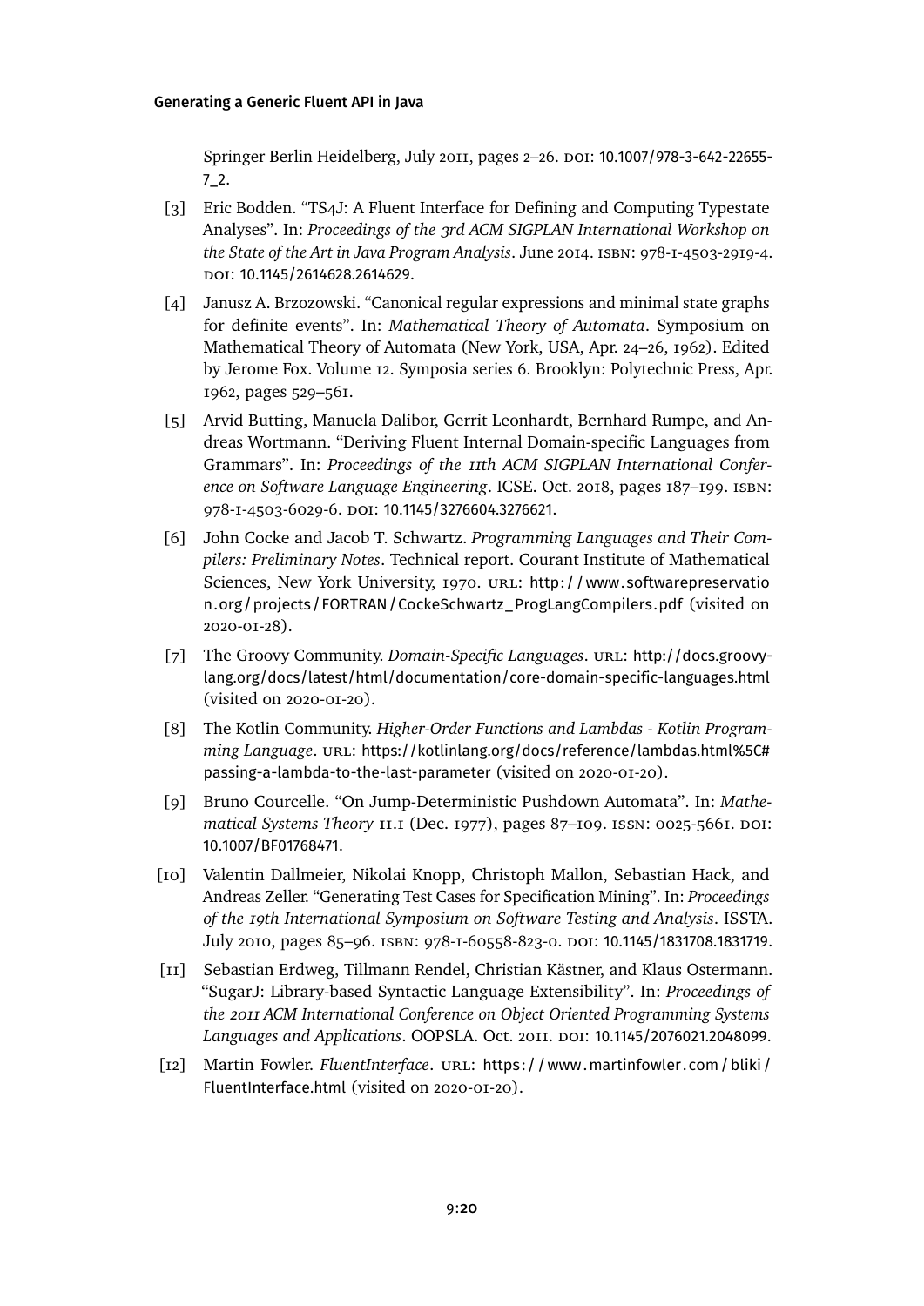Springer Berlin Heidelberg, July 2011, pages 2–26. DOI: 10.1007/978-3-642-22655-7_2.

[3] Eric Bodden. "TS4J: A Fluent Interface for Defining and Computing Typestate Analyses". In: *Proceedings of the 3rd ACM SIGPLAN International Workshop on the State of the Art in Java Program Analysis*. June 2014. ISBN: 978-1-4503-2919-4. DOI: 10.1145/2614628.2614629.

[4] Janusz A. Brzozowski. "Canonical regular expressions and minimal state graphs for definite events". In: *Mathematical Theory of Automata*. Symposium on Mathematical Theory of Automata (New York, USA, Apr. 24–26, 1962). Edited by Jerome Fox. Volume 12. Symposia series 6. Brooklyn: Polytechnic Press, Apr. 1962, pages 529–561.

[5] Arvid Butting, Manuela Dalibor, Gerrit Leonhardt, Bernhard Rumpe, and Andreas Wortmann. "Deriving Fluent Internal Domain-specific Languages from Grammars". In: *Proceedings of the 11th ACM SIGPLAN International Conference on Software Language Engineering*. ICSE. Oct. 2018, pages 187–199. ISBN: 978-1-4503-6029-6. DOI: 10.1145/3276604.3276621.

[6] John Cocke and Jacob T. Schwartz. *Programming Languages and Their Compilers: Preliminary Notes*. Technical report. Courant Institute of Mathematical Sciences, New York University, 1970. URL: http://www.softwarepreservation.org/projects/FORTRAN/CockeSchwartz_ProgLangCompilers.pdf (visited on 2020-01-28).

[7] The Groovy Community. *Domain-Specific Languages*. URL: http://docs.groovy-lang.org/docs/latest/html/documentation/core-domain-specific-languages.html (visited on 2020-01-20).

[8] The Kotlin Community. *Higher-Order Functions and Lambdas - Kotlin Programming Language*. URL: https://kotlinlang.org/docs/reference/lambdas.html%5C#passing-a-lambda-to-the-last-parameter (visited on 2020-01-20).

[9] Bruno Courcelle. "On Jump-Deterministic Pushdown Automata". In: *Mathematical Systems Theory* 11.1 (Dec. 1977), pages 87–109. ISSN: 0025-5661. DOI: 10.1007/BF01768471.

[10] Valentin Dallmeier, Nikolai Knopp, Christoph Mallon, Sebastian Hack, and Andreas Zeller. "Generating Test Cases for Specification Mining". In: *Proceedings of the 19th International Symposium on Software Testing and Analysis*. ISSTA. July 2010, pages 85–96. ISBN: 978-1-60558-823-0. DOI: 10.1145/1831708.1831719.

[11] Sebastian Erdweg, Tillmann Rendel, Christian Kästner, and Klaus Ostermann. "SugarJ: Library-based Syntactic Language Extensibility". In: *Proceedings of the 2011 ACM International Conference on Object Oriented Programming Systems Languages and Applications*. OOPSLA. Oct. 2011. DOI: 10.1145/2076021.2048099.

[12] Martin Fowler. *FluentInterface*. URL: https://www.martinfowler.com/bliki/FluentInterface.html (visited on 2020-01-20).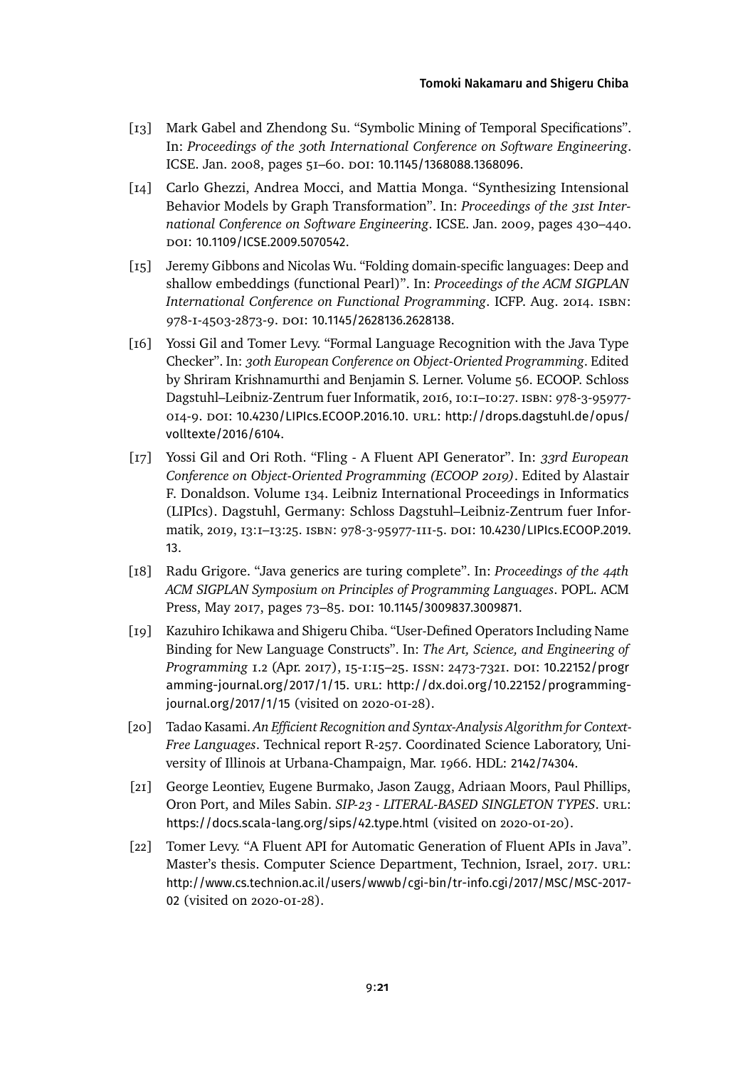[13] Mark Gabel and Zhendong Su. "Symbolic Mining of Temporal Specifications". In: *Proceedings of the 30th International Conference on Software Engineering*. ICSE. Jan. 2008, pages 51–60. DOI: 10.1145/1368088.1368096.

[14] Carlo Ghezzi, Andrea Mocci, and Mattia Monga. "Synthesizing Intensional Behavior Models by Graph Transformation". In: *Proceedings of the 31st International Conference on Software Engineering*. ICSE. Jan. 2009, pages 430–440. DOI: 10.1109/ICSE.2009.5070542.

[15] Jeremy Gibbons and Nicolas Wu. "Folding domain-specific languages: Deep and shallow embeddings (functional Pearl)". In: *Proceedings of the ACM SIGPLAN International Conference on Functional Programming*. ICFP. Aug. 2014. ISBN: 978-1-4503-2873-9. DOI: 10.1145/2628136.2628138.

[16] Yossi Gil and Tomer Levy. "Formal Language Recognition with the Java Type Checker". In: *30th European Conference on Object-Oriented Programming*. Edited by Shriram Krishnamurthi and Benjamin S. Lerner. Volume 56. ECOOP. Schloss Dagstuhl–Leibniz-Zentrum fuer Informatik, 2016, 10:1–10:27. ISBN: 978-3-95977-014-9. DOI: 10.4230/LIPIcs.ECOOP.2016.10. URL: http://drops.dagstuhl.de/opus/volltexte/2016/6104.

[17] Yossi Gil and Ori Roth. "Fling - A Fluent API Generator". In: *33rd European Conference on Object-Oriented Programming (ECOOP 2019)*. Edited by Alastair F. Donaldson. Volume 134. Leibniz International Proceedings in Informatics (LIPIcs). Dagstuhl, Germany: Schloss Dagstuhl–Leibniz-Zentrum fuer Informatik, 2019, 13:1–13:25. ISBN: 978-3-95977-111-5. DOI: 10.4230/LIPIcs.ECOOP.2019.13.

[18] Radu Grigore. "Java generics are turing complete". In: *Proceedings of the 44th ACM SIGPLAN Symposium on Principles of Programming Languages*. POPL. ACM Press, May 2017, pages 73–85. DOI: 10.1145/3009837.3009871.

[19] Kazuhiro Ichikawa and Shigeru Chiba. "User-Defined Operators Including Name Binding for New Language Constructs". In: *The Art, Science, and Engineering of Programming* 1.2 (Apr. 2017), 15-1:15–25. ISSN: 2473-7321. DOI: 10.22152/programming-journal.org/2017/1/15. URL: http://dx.doi.org/10.22152/programming-journal.org/2017/1/15 (visited on 2020-01-28).

[20] Tadao Kasami. *An Efficient Recognition and Syntax-Analysis Algorithm for Context-Free Languages*. Technical report R-257. Coordinated Science Laboratory, University of Illinois at Urbana-Champaign, Mar. 1966. HDL: 2142/74304.

[21] George Leontiev, Eugene Burmako, Jason Zaugg, Adriaan Moors, Paul Phillips, Oron Port, and Miles Sabin. *SIP-23 - LITERAL-BASED SINGLETON TYPES*. URL: https://docs.scala-lang.org/sips/42.type.html (visited on 2020-01-20).

[22] Tomer Levy. "A Fluent API for Automatic Generation of Fluent APIs in Java". Master's thesis. Computer Science Department, Technion, Israel, 2017. URL: http://www.cs.technion.ac.il/users/wwwb/cgi-bin/tr-info.cgi/2017/MSC/MSC-2017-02 (visited on 2020-01-28).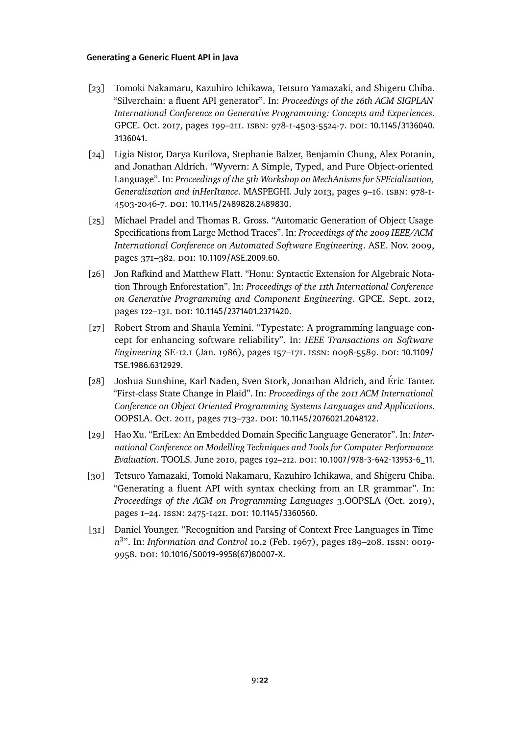[23] Tomoki Nakamaru, Kazuhiro Ichikawa, Tetsuro Yamazaki, and Shigeru Chiba. "Silverchain: a fluent API generator". In: *Proceedings of the 16th ACM SIGPLAN International Conference on Generative Programming: Concepts and Experiences*. GPCE. Oct. 2017, pages 199–211. ISBN: 978-1-4503-5524-7. DOI: 10.1145/3136040.3136041.

[24] Ligia Nistor, Darya Kurilova, Stephanie Balzer, Benjamin Chung, Alex Potanin, and Jonathan Aldrich. "Wyvern: A Simple, Typed, and Pure Object-oriented Language". In: *Proceedings of the 5th Workshop on MechAnisms for SPEcialization, Generalization and inHerItance*. MASPEGHI. July 2013, pages 9–16. ISBN: 978-1-4503-2046-7. DOI: 10.1145/2489828.2489830.

[25] Michael Pradel and Thomas R. Gross. "Automatic Generation of Object Usage Specifications from Large Method Traces". In: *Proceedings of the 2009 IEEE/ACM International Conference on Automated Software Engineering*. ASE. Nov. 2009, pages 371–382. DOI: 10.1109/ASE.2009.60.

[26] Jon Rafkind and Matthew Flatt. "Honu: Syntactic Extension for Algebraic Notation Through Enforestation". In: *Proceedings of the 11th International Conference on Generative Programming and Component Engineering*. GPCE. Sept. 2012, pages 122–131. DOI: 10.1145/2371401.2371420.

[27] Robert Strom and Shaula Yemini. "Typestate: A programming language concept for enhancing software reliability". In: *IEEE Transactions on Software Engineering* SE-12.1 (Jan. 1986), pages 157–171. ISSN: 0098-5589. DOI: 10.1109/TSE.1986.6312929.

[28] Joshua Sunshine, Karl Naden, Sven Stork, Jonathan Aldrich, and Éric Tanter. "First-class State Change in Plaid". In: *Proceedings of the 2011 ACM International Conference on Object Oriented Programming Systems Languages and Applications*. OOPSLA. Oct. 2011, pages 713–732. DOI: 10.1145/2076021.2048122.

[29] Hao Xu. "EriLex: An Embedded Domain Specific Language Generator". In: *International Conference on Modelling Techniques and Tools for Computer Performance Evaluation*. TOOLS. June 2010, pages 192–212. DOI: 10.1007/978-3-642-13953-6_11.

[30] Tetsuro Yamazaki, Tomoki Nakamaru, Kazuhiro Ichikawa, and Shigeru Chiba. "Generating a fluent API with syntax checking from an LR grammar". In: *Proceedings of the ACM on Programming Languages* 3.OOPSLA (Oct. 2019), pages 1–24. ISSN: 2475-1421. DOI: 10.1145/3360560.

[31] Daniel Younger. "Recognition and Parsing of Context Free Languages in Time $n^3$". In: *Information and Control* 10.2 (Feb. 1967), pages 189–208. ISSN: 0019-9958. DOI: 10.1016/S0019-9958(67)80007-X.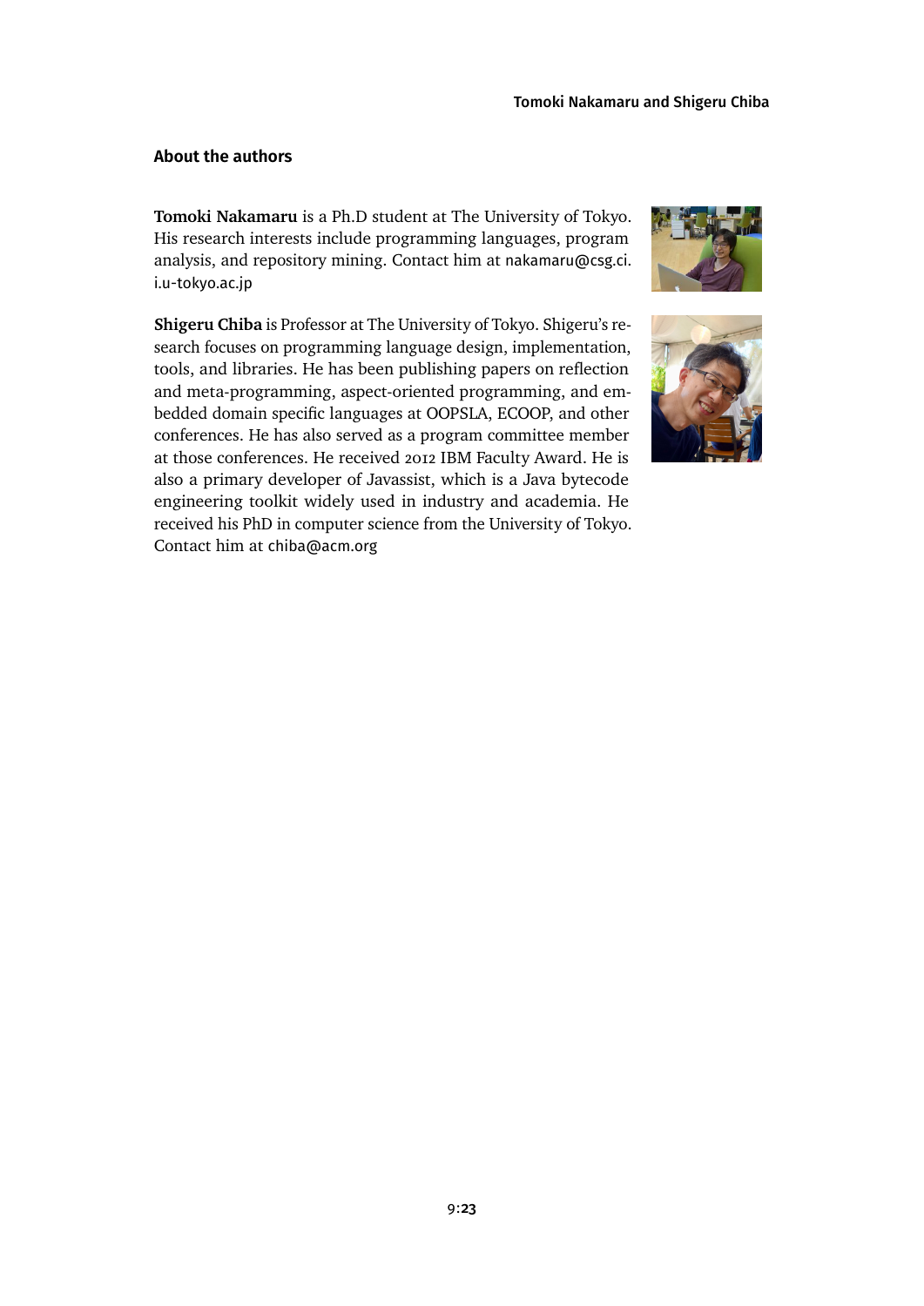## About the authors

**Tomoki Nakamaru** is a Ph.D student at The University of Tokyo. His research interests include programming languages, program analysis, and repository mining. Contact him at nakamaru@csg.ci.i.u-tokyo.ac.jp

**Shigeru Chiba** is Professor at The University of Tokyo. Shigeru's research focuses on programming language design, implementation, tools, and libraries. He has been publishing papers on reflection and meta-programming, aspect-oriented programming, and embedded domain specific languages at OOPSLA, ECOOP, and other conferences. He has also served as a program committee member at those conferences. He received 2012 IBM Faculty Award. He is also a primary developer of Javassist, which is a Java bytecode engineering toolkit widely used in industry and academia. He received his PhD in computer science from the University of Tokyo. Contact him at chiba@acm.org